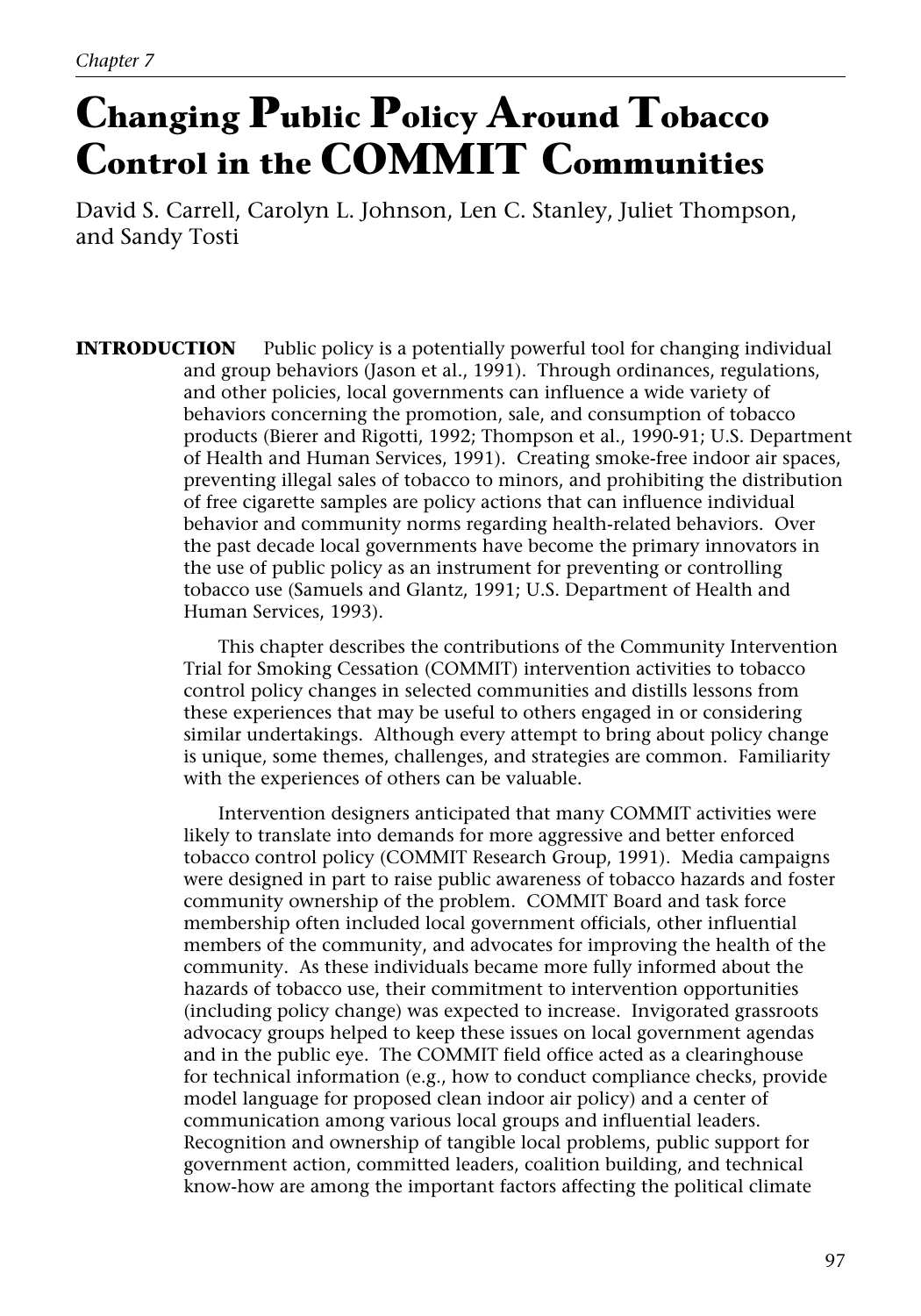*Chapter 7*

# Changing Public Policy Around Tobacco Control in the COMMIT Communities

David S. Carrell, Carolyn L. Johnson, Len C. Stanley, Juliet Thompson, and Sandy Tosti

## INTRODUCTION

Public policy is a potentially powerful tool for changing individual and group behaviors (Jason et al., 1991). Through ordinances, regulations, and other policies, local governments can influence a wide variety of behaviors concerning the promotion, sale, and consumption of tobacco products (Bierer and Rigotti, 1992; Thompson et al., 1990-91; U.S. Department of Health and Human Services, 1991). Creating smoke-free indoor air spaces, preventing illegal sales of tobacco to minors, and prohibiting the distribution of free cigarette samples are policy actions that can influence individual behavior and community norms regarding health-related behaviors. Over the past decade local governments have become the primary innovators in the use of public policy as an instrument for preventing or controlling tobacco use (Samuels and Glantz, 1991; U.S. Department of Health and Human Services, 1993).

This chapter describes the contributions of the Community Intervention Trial for Smoking Cessation (COMMIT) intervention activities to tobacco control policy changes in selected communities and distills lessons from these experiences that may be useful to others engaged in or considering similar undertakings. Although every attempt to bring about policy change is unique, some themes, challenges, and strategies are common. Familiarity with the experiences of others can be valuable.

Intervention designers anticipated that many COMMIT activities were likely to translate into demands for more aggressive and better enforced tobacco control policy (COMMIT Research Group, 1991). Media campaigns were designed in part to raise public awareness of tobacco hazards and foster community ownership of the problem. COMMIT Board and task force membership often included local government officials, other influential members of the community, and advocates for improving the health of the community. As these individuals became more fully informed about the hazards of tobacco use, their commitment to intervention opportunities (including policy change) was expected to increase. Invigorated grassroots advocacy groups helped to keep these issues on local government agendas and in the public eye. The COMMIT field office acted as a clearinghouse for technical information (e.g., how to conduct compliance checks, provide model language for proposed clean indoor air policy) and a center of communication among various local groups and influential leaders. Recognition and ownership of tangible local problems, public support for government action, committed leaders, coalition building, and technical know-how are among the important factors affecting the political climate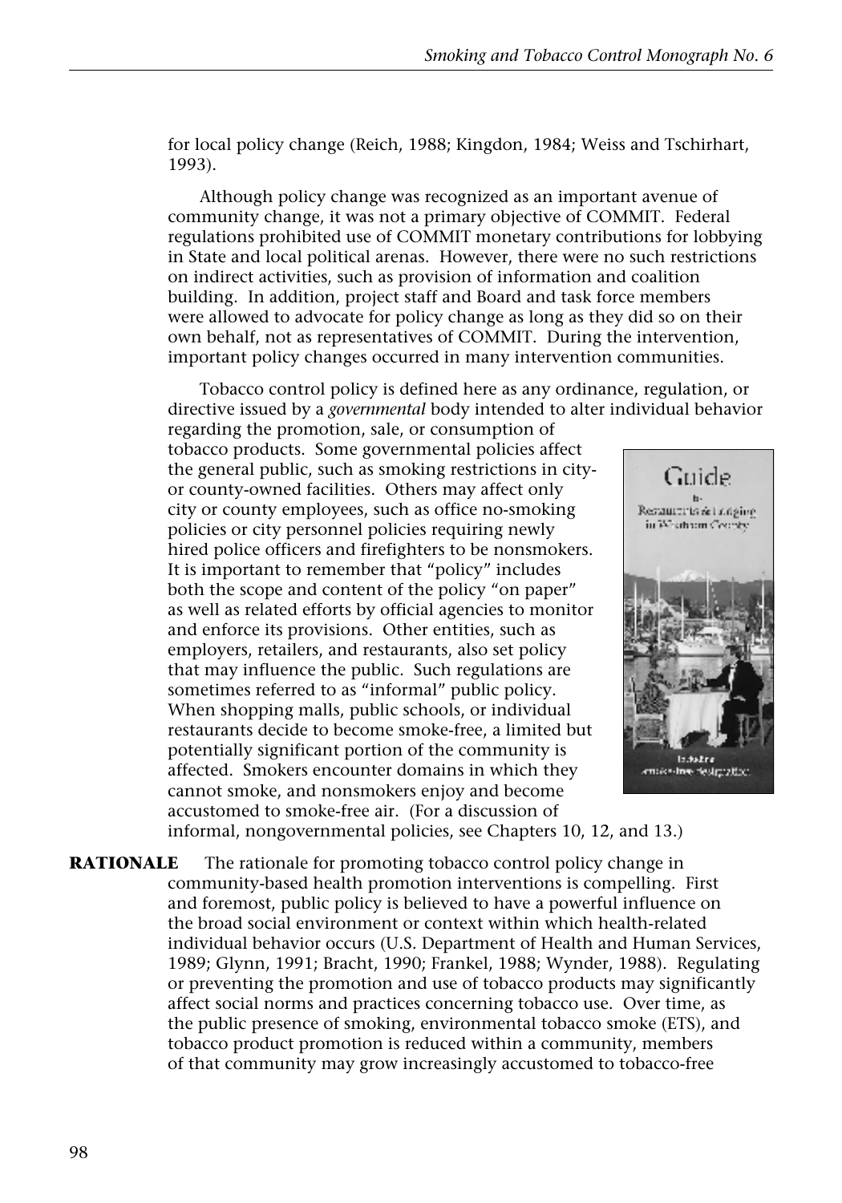for local policy change (Reich, 1988; Kingdon, 1984; Weiss and Tschirhart, 1993).

Although policy change was recognized as an important avenue of community change, it was not a primary objective of COMMIT. Federal regulations prohibited use of COMMIT monetary contributions for lobbying in State and local political arenas. However, there were no such restrictions on indirect activities, such as provision of information and coalition building. In addition, project staff and Board and task force members were allowed to advocate for policy change as long as they did so on their own behalf, not as representatives of COMMIT. During the intervention, important policy changes occurred in many intervention communities.

Tobacco control policy is defined here as any ordinance, regulation, or directive issued by a *governmental* body intended to alter individual behavior regarding the promotion, sale, or consumption of tobacco products. Some governmental policies affect the general public, such as smoking restrictions in city- or county-owned facilities. Others may affect only city or county employees, such as office no-smoking policies or city personnel policies requiring newly hired police officers and firefighters to be nonsmokers. It is important to remember that "policy" includes both the scope and content of the policy "on paper" as well as related efforts by official agencies to monitor and enforce its provisions. Other entities, such as employers, retailers, and restaurants, also set policy that may influence the public. Such regulations are sometimes referred to as "informal" public policy. When shopping malls, public schools, or individual restaurants decide to become smoke-free, a limited but potentially significant portion of the community is affected. Smokers encounter domains in which they cannot smoke, and nonsmokers enjoy and become accustomed to smoke-free air. (For a discussion of informal, nongovernmental policies, see Chapters 10, 12, and 13.)

**RATIONALE** The rationale for promoting tobacco control policy change in community-based health promotion interventions is compelling. First and foremost, public policy is believed to have a powerful influence on the broad social environment or context within which health-related individual behavior occurs (U.S. Department of Health and Human Services, 1989; Glynn, 1991; Bracht, 1990; Frankel, 1988; Wynder, 1988). Regulating or preventing the promotion and use of tobacco products may significantly affect social norms and practices concerning tobacco use. Over time, as the public presence of smoking, environmental tobacco smoke (ETS), and tobacco product promotion is reduced within a community, members of that community may grow increasingly accustomed to tobacco-free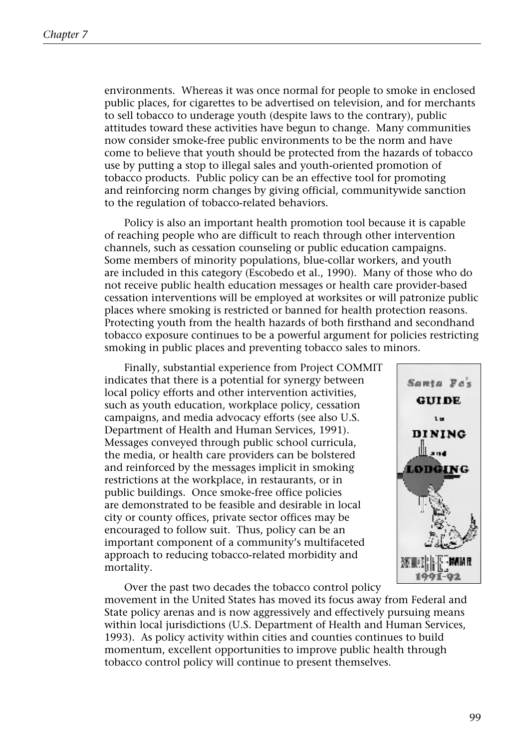environments. Whereas it was once normal for people to smoke in enclosed public places, for cigarettes to be advertised on television, and for merchants to sell tobacco to underage youth (despite laws to the contrary), public attitudes toward these activities have begun to change. Many communities now consider smoke-free public environments to be the norm and have come to believe that youth should be protected from the hazards of tobacco use by putting a stop to illegal sales and youth-oriented promotion of tobacco products. Public policy can be an effective tool for promoting and reinforcing norm changes by giving official, communitywide sanction to the regulation of tobacco-related behaviors.

Policy is also an important health promotion tool because it is capable of reaching people who are difficult to reach through other intervention channels, such as cessation counseling or public education campaigns. Some members of minority populations, blue-collar workers, and youth are included in this category (Escobedo et al., 1990). Many of those who do not receive public health education messages or health care provider-based cessation interventions will be employed at worksites or will patronize public places where smoking is restricted or banned for health protection reasons. Protecting youth from the health hazards of both firsthand and secondhand tobacco exposure continues to be a powerful argument for policies restricting smoking in public places and preventing tobacco sales to minors.

Finally, substantial experience from Project COMMIT indicates that there is a potential for synergy between local policy efforts and other intervention activities, such as youth education, workplace policy, cessation campaigns, and media advocacy efforts (see also U.S. Department of Health and Human Services, 1991). Messages conveyed through public school curricula, the media, or health care providers can be bolstered and reinforced by the messages implicit in smoking restrictions at the workplace, in restaurants, or in public buildings. Once smoke-free office policies are demonstrated to be feasible and desirable in local city or county offices, private sector offices may be encouraged to follow suit. Thus, policy can be an important component of a community's multifaceted approach to reducing tobacco-related morbidity and mortality.

Over the past two decades the tobacco control policy movement in the United States has moved its focus away from Federal and State policy arenas and is now aggressively and effectively pursuing means within local jurisdictions (U.S. Department of Health and Human Services, 1993). As policy activity within cities and counties continues to build momentum, excellent opportunities to improve public health through tobacco control policy will continue to present themselves.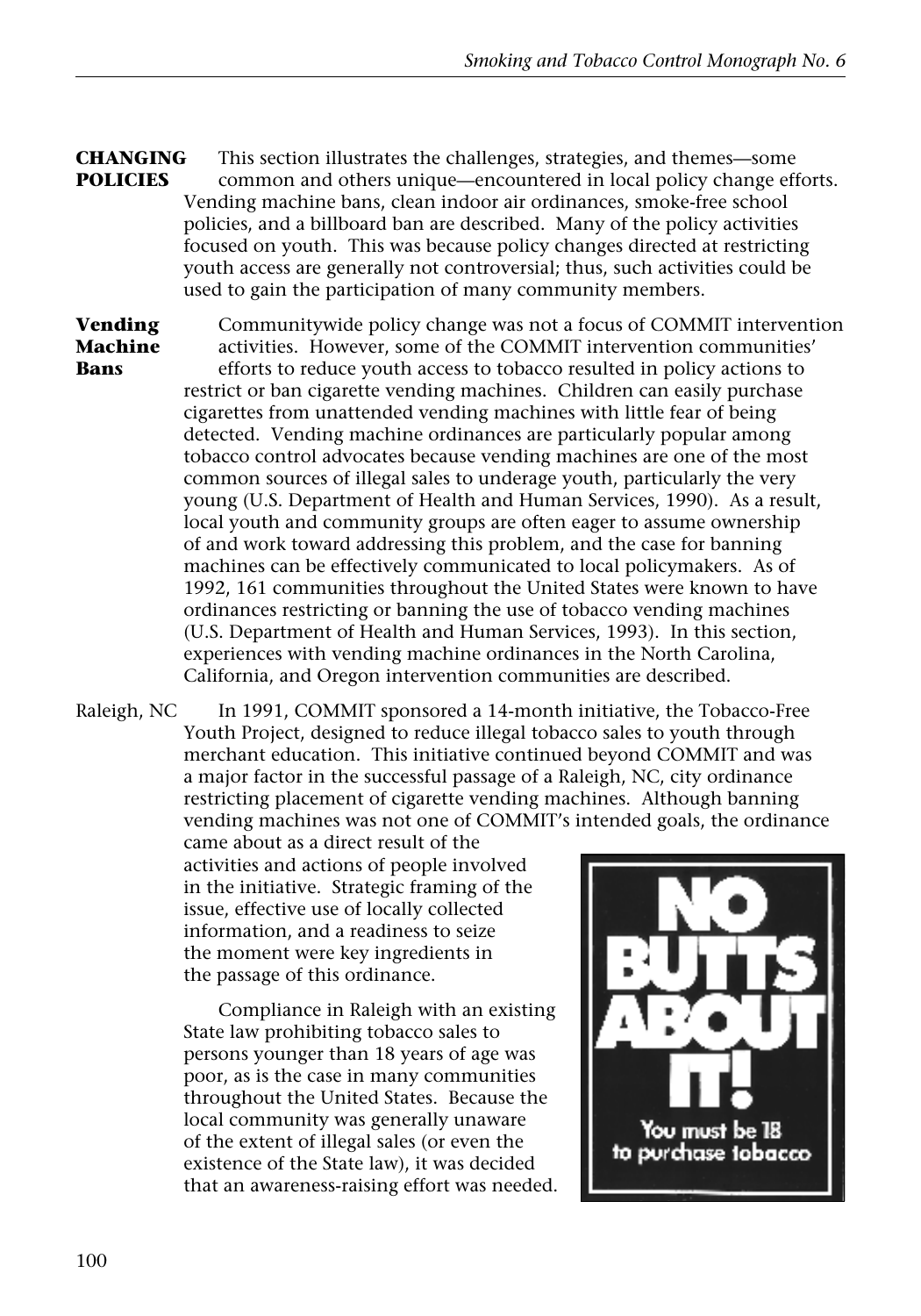## CHANGING POLICIES

This section illustrates the challenges, strategies, and themes—some common and others unique—encountered in local policy change efforts. Vending machine bans, clean indoor air ordinances, smoke-free school policies, and a billboard ban are described. Many of the policy activities focused on youth. This was because policy changes directed at restricting youth access are generally not controversial; thus, such activities could be used to gain the participation of many community members.

### Vending Machine Bans

Communitywide policy change was not a focus of COMMIT intervention activities. However, some of the COMMIT intervention communities' efforts to reduce youth access to tobacco resulted in policy actions to restrict or ban cigarette vending machines. Children can easily purchase cigarettes from unattended vending machines with little fear of being detected. Vending machine ordinances are particularly popular among tobacco control advocates because vending machines are one of the most common sources of illegal sales to underage youth, particularly the very young (U.S. Department of Health and Human Services, 1990). As a result, local youth and community groups are often eager to assume ownership of and work toward addressing this problem, and the case for banning machines can be effectively communicated to local policymakers. As of 1992, 161 communities throughout the United States were known to have ordinances restricting or banning the use of tobacco vending machines (U.S. Department of Health and Human Services, 1993). In this section, experiences with vending machine ordinances in the North Carolina, California, and Oregon intervention communities are described.

#### Raleigh, NC

In 1991, COMMIT sponsored a 14-month initiative, the Tobacco-Free Youth Project, designed to reduce illegal tobacco sales to youth through merchant education. This initiative continued beyond COMMIT and was a major factor in the successful passage of a Raleigh, NC, city ordinance restricting placement of cigarette vending machines. Although banning vending machines was not one of COMMIT's intended goals, the ordinance came about as a direct result of the activities and actions of people involved in the initiative. Strategic framing of the issue, effective use of locally collected information, and a readiness to seize the moment were key ingredients in the passage of this ordinance.

NO BUTTS ABOUT IT!
You must be 18 to purchase tobacco

Compliance in Raleigh with an existing State law prohibiting tobacco sales to persons younger than 18 years of age was poor, as is the case in many communities throughout the United States. Because the local community was generally unaware of the extent of illegal sales (or even the existence of the State law), it was decided that an awareness-raising effort was needed.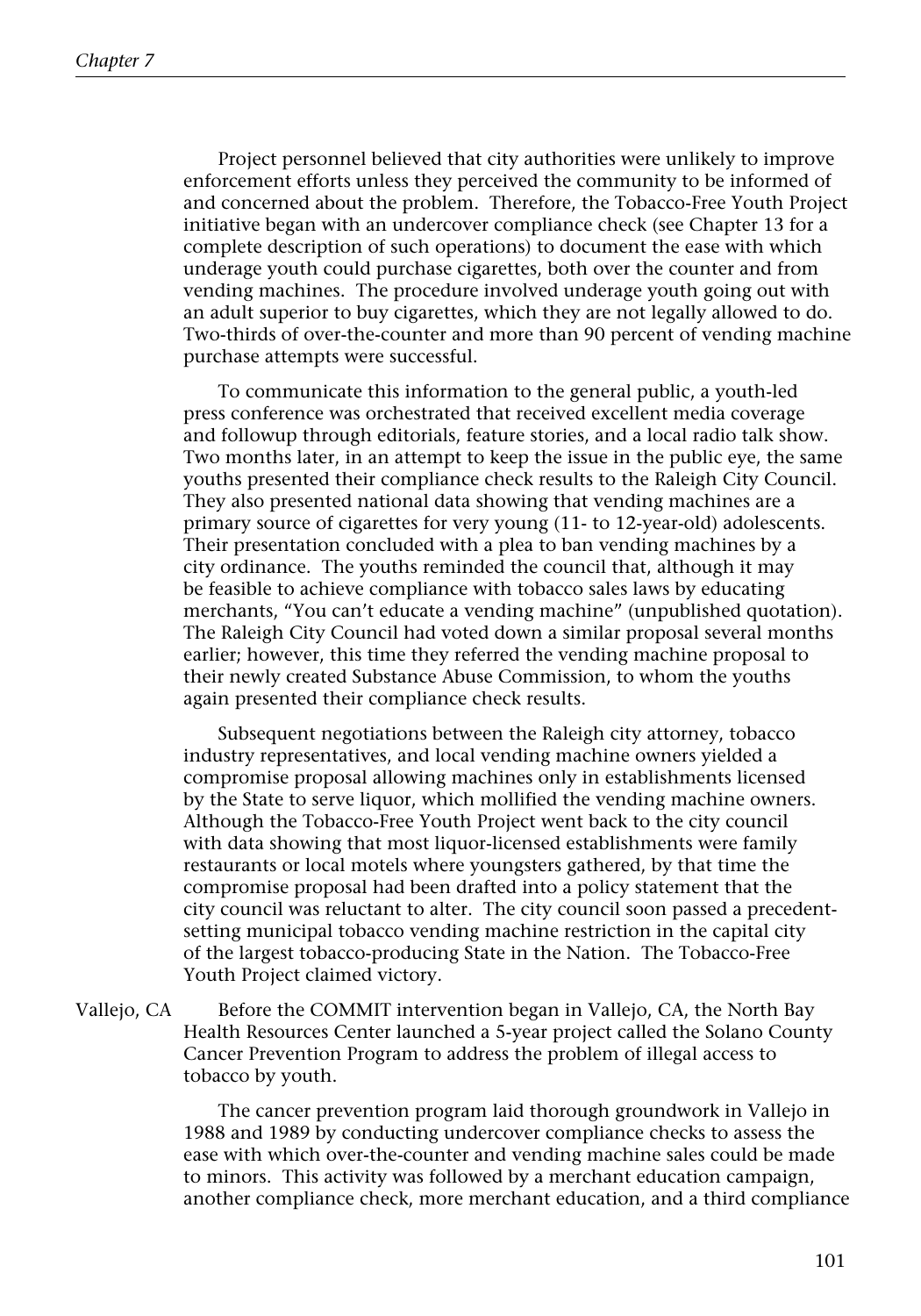Project personnel believed that city authorities were unlikely to improve enforcement efforts unless they perceived the community to be informed of and concerned about the problem. Therefore, the Tobacco-Free Youth Project initiative began with an undercover compliance check (see Chapter 13 for a complete description of such operations) to document the ease with which underage youth could purchase cigarettes, both over the counter and from vending machines. The procedure involved underage youth going out with an adult superior to buy cigarettes, which they are not legally allowed to do. Two-thirds of over-the-counter and more than 90 percent of vending machine purchase attempts were successful.

To communicate this information to the general public, a youth-led press conference was orchestrated that received excellent media coverage and followup through editorials, feature stories, and a local radio talk show. Two months later, in an attempt to keep the issue in the public eye, the same youths presented their compliance check results to the Raleigh City Council. They also presented national data showing that vending machines are a primary source of cigarettes for very young (11- to 12-year-old) adolescents. Their presentation concluded with a plea to ban vending machines by a city ordinance. The youths reminded the council that, although it may be feasible to achieve compliance with tobacco sales laws by educating merchants, "You can't educate a vending machine" (unpublished quotation). The Raleigh City Council had voted down a similar proposal several months earlier; however, this time they referred the vending machine proposal to their newly created Substance Abuse Commission, to whom the youths again presented their compliance check results.

Subsequent negotiations between the Raleigh city attorney, tobacco industry representatives, and local vending machine owners yielded a compromise proposal allowing machines only in establishments licensed by the State to serve liquor, which mollified the vending machine owners. Although the Tobacco-Free Youth Project went back to the city council with data showing that most liquor-licensed establishments were family restaurants or local motels where youngsters gathered, by that time the compromise proposal had been drafted into a policy statement that the city council was reluctant to alter. The city council soon passed a precedent-setting municipal tobacco vending machine restriction in the capital city of the largest tobacco-producing State in the Nation. The Tobacco-Free Youth Project claimed victory.

Vallejo, CA

Before the COMMIT intervention began in Vallejo, CA, the North Bay Health Resources Center launched a 5-year project called the Solano County Cancer Prevention Program to address the problem of illegal access to tobacco by youth.

The cancer prevention program laid thorough groundwork in Vallejo in 1988 and 1989 by conducting undercover compliance checks to assess the ease with which over-the-counter and vending machine sales could be made to minors. This activity was followed by a merchant education campaign, another compliance check, more merchant education, and a third compliance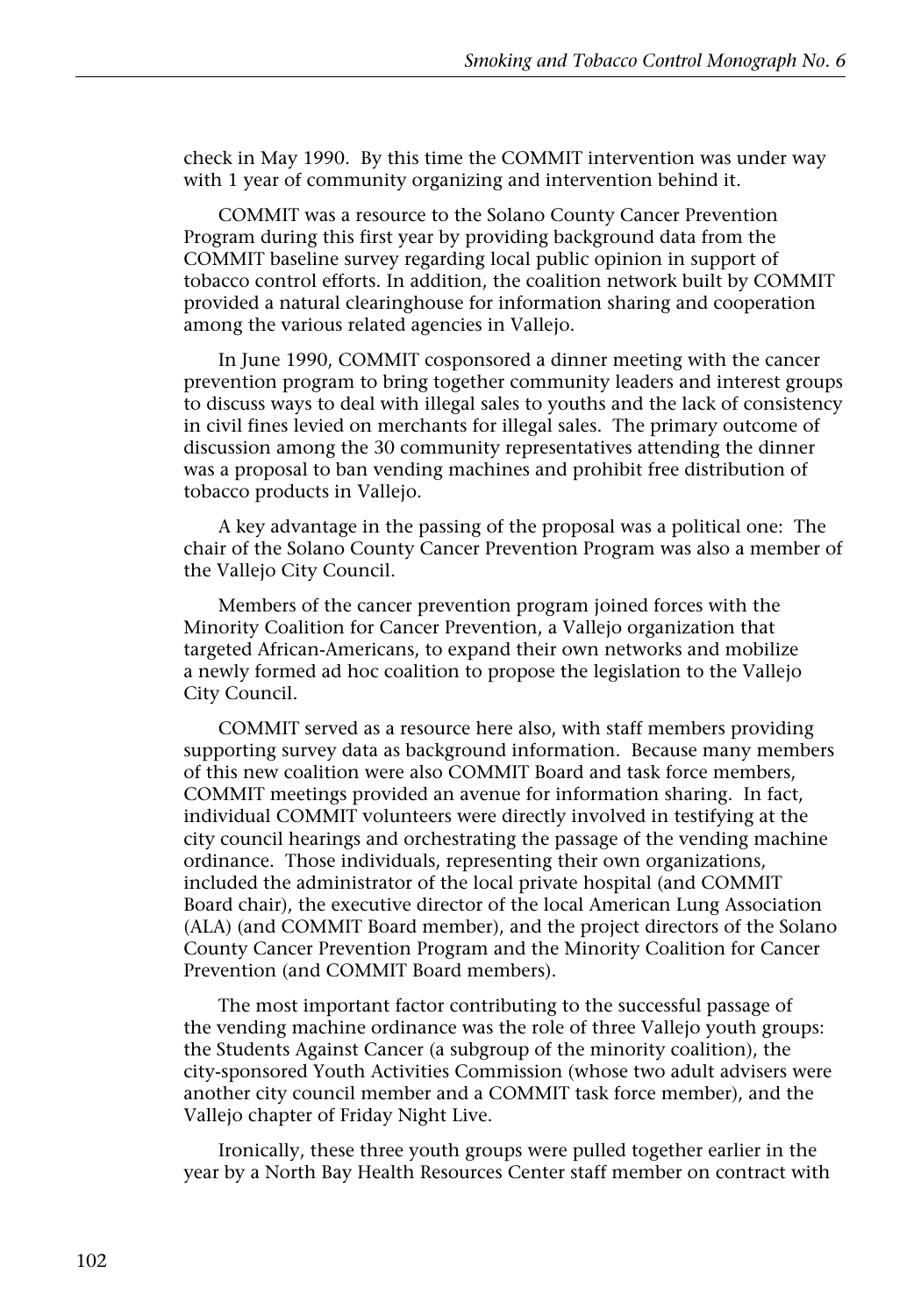check in May 1990. By this time the COMMIT intervention was under way with 1 year of community organizing and intervention behind it.

COMMIT was a resource to the Solano County Cancer Prevention Program during this first year by providing background data from the COMMIT baseline survey regarding local public opinion in support of tobacco control efforts. In addition, the coalition network built by COMMIT provided a natural clearinghouse for information sharing and cooperation among the various related agencies in Vallejo.

In June 1990, COMMIT cosponsored a dinner meeting with the cancer prevention program to bring together community leaders and interest groups to discuss ways to deal with illegal sales to youths and the lack of consistency in civil fines levied on merchants for illegal sales. The primary outcome of discussion among the 30 community representatives attending the dinner was a proposal to ban vending machines and prohibit free distribution of tobacco products in Vallejo.

A key advantage in the passing of the proposal was a political one: The chair of the Solano County Cancer Prevention Program was also a member of the Vallejo City Council.

Members of the cancer prevention program joined forces with the Minority Coalition for Cancer Prevention, a Vallejo organization that targeted African-Americans, to expand their own networks and mobilize a newly formed ad hoc coalition to propose the legislation to the Vallejo City Council.

COMMIT served as a resource here also, with staff members providing supporting survey data as background information. Because many members of this new coalition were also COMMIT Board and task force members, COMMIT meetings provided an avenue for information sharing. In fact, individual COMMIT volunteers were directly involved in testifying at the city council hearings and orchestrating the passage of the vending machine ordinance. Those individuals, representing their own organizations, included the administrator of the local private hospital (and COMMIT Board chair), the executive director of the local American Lung Association (ALA) (and COMMIT Board member), and the project directors of the Solano County Cancer Prevention Program and the Minority Coalition for Cancer Prevention (and COMMIT Board members).

The most important factor contributing to the successful passage of the vending machine ordinance was the role of three Vallejo youth groups: the Students Against Cancer (a subgroup of the minority coalition), the city-sponsored Youth Activities Commission (whose two adult advisers were another city council member and a COMMIT task force member), and the Vallejo chapter of Friday Night Live.

Ironically, these three youth groups were pulled together earlier in the year by a North Bay Health Resources Center staff member on contract with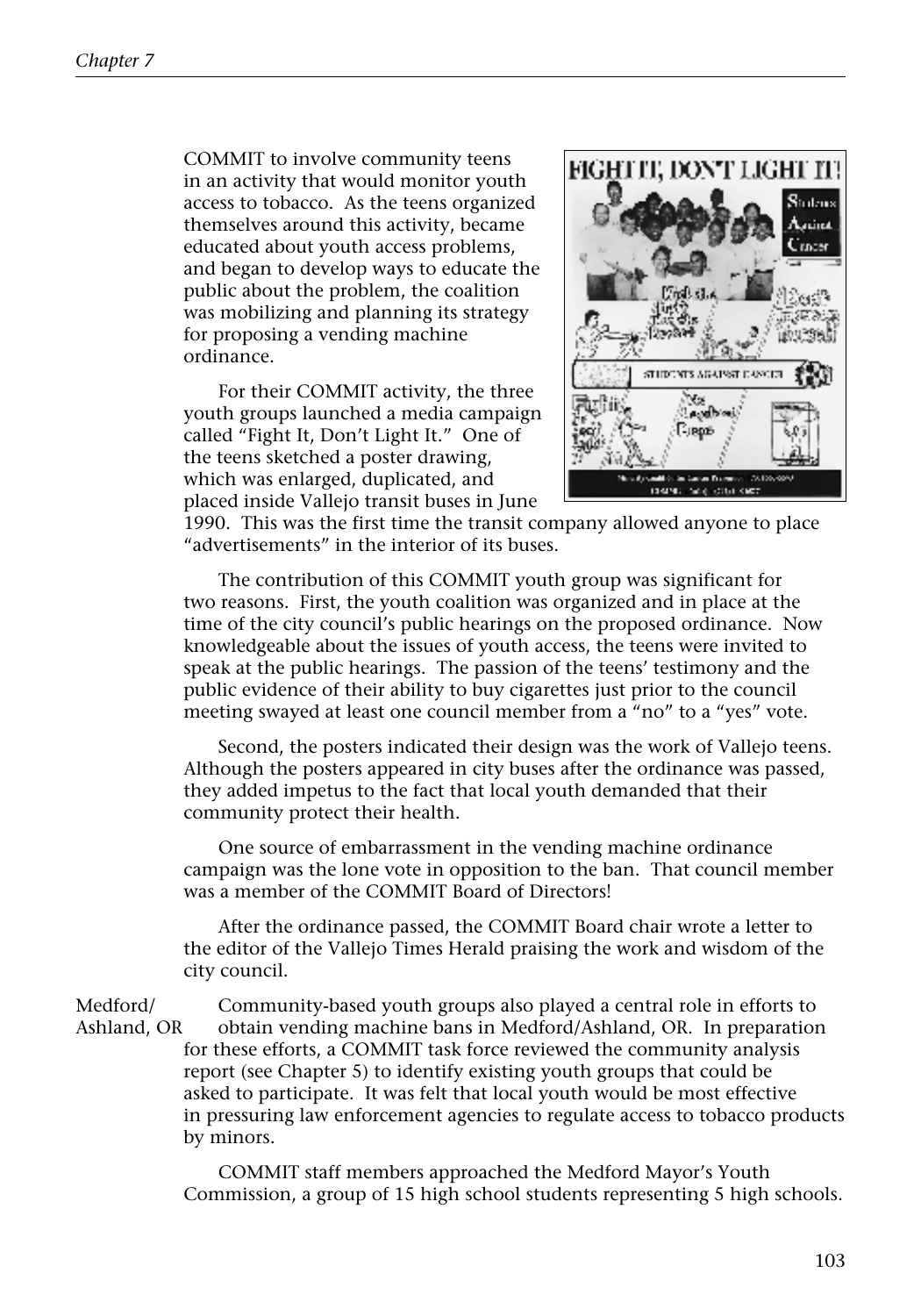COMMIT to involve community teens in an activity that would monitor youth access to tobacco. As the teens organized themselves around this activity, became educated about youth access problems, and began to develop ways to educate the public about the problem, the coalition was mobilizing and planning its strategy for proposing a vending machine ordinance.

For their COMMIT activity, the three youth groups launched a media campaign called "Fight It, Don't Light It." One of the teens sketched a poster drawing, which was enlarged, duplicated, and placed inside Vallejo transit buses in June 1990. This was the first time the transit company allowed anyone to place "advertisements" in the interior of its buses.

The contribution of this COMMIT youth group was significant for two reasons. First, the youth coalition was organized and in place at the time of the city council's public hearings on the proposed ordinance. Now knowledgeable about the issues of youth access, the teens were invited to speak at the public hearings. The passion of the teens' testimony and the public evidence of their ability to buy cigarettes just prior to the council meeting swayed at least one council member from a "no" to a "yes" vote.

Second, the posters indicated their design was the work of Vallejo teens. Although the posters appeared in city buses after the ordinance was passed, they added impetus to the fact that local youth demanded that their community protect their health.

One source of embarrassment in the vending machine ordinance campaign was the lone vote in opposition to the ban. That council member was a member of the COMMIT Board of Directors!

After the ordinance passed, the COMMIT Board chair wrote a letter to the editor of the Vallejo Times Herald praising the work and wisdom of the city council.

**Medford/Ashland, OR**

Community-based youth groups also played a central role in efforts to obtain vending machine bans in Medford/Ashland, OR. In preparation for these efforts, a COMMIT task force reviewed the community analysis report (see Chapter 5) to identify existing youth groups that could be asked to participate. It was felt that local youth would be most effective in pressuring law enforcement agencies to regulate access to tobacco products by minors.

COMMIT staff members approached the Medford Mayor's Youth Commission, a group of 15 high school students representing 5 high schools.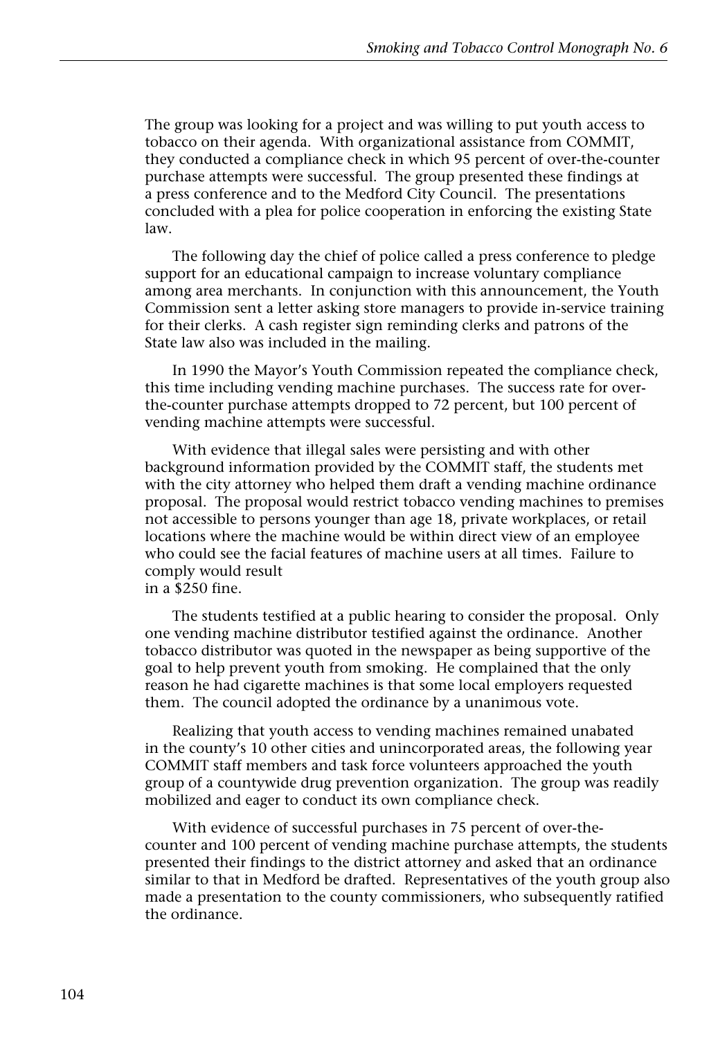The group was looking for a project and was willing to put youth access to tobacco on their agenda. With organizational assistance from COMMIT, they conducted a compliance check in which 95 percent of over-the-counter purchase attempts were successful. The group presented these findings at a press conference and to the Medford City Council. The presentations concluded with a plea for police cooperation in enforcing the existing State law.

The following day the chief of police called a press conference to pledge support for an educational campaign to increase voluntary compliance among area merchants. In conjunction with this announcement, the Youth Commission sent a letter asking store managers to provide in-service training for their clerks. A cash register sign reminding clerks and patrons of the State law also was included in the mailing.

In 1990 the Mayor's Youth Commission repeated the compliance check, this time including vending machine purchases. The success rate for over-the-counter purchase attempts dropped to 72 percent, but 100 percent of vending machine attempts were successful.

With evidence that illegal sales were persisting and with other background information provided by the COMMIT staff, the students met with the city attorney who helped them draft a vending machine ordinance proposal. The proposal would restrict tobacco vending machines to premises not accessible to persons younger than age 18, private workplaces, or retail locations where the machine would be within direct view of an employee who could see the facial features of machine users at all times. Failure to comply would result in a $250 fine.

The students testified at a public hearing to consider the proposal. Only one vending machine distributor testified against the ordinance. Another tobacco distributor was quoted in the newspaper as being supportive of the goal to help prevent youth from smoking. He complained that the only reason he had cigarette machines is that some local employers requested them. The council adopted the ordinance by a unanimous vote.

Realizing that youth access to vending machines remained unabated in the county's 10 other cities and unincorporated areas, the following year COMMIT staff members and task force volunteers approached the youth group of a countywide drug prevention organization. The group was readily mobilized and eager to conduct its own compliance check.

With evidence of successful purchases in 75 percent of over-the-counter and 100 percent of vending machine purchase attempts, the students presented their findings to the district attorney and asked that an ordinance similar to that in Medford be drafted. Representatives of the youth group also made a presentation to the county commissioners, who subsequently ratified the ordinance.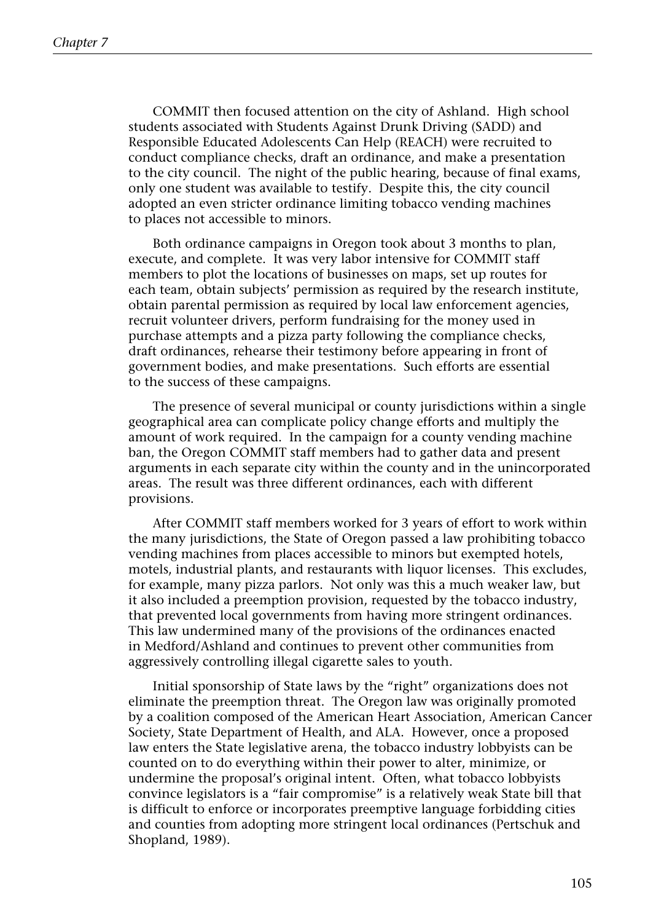COMMIT then focused attention on the city of Ashland. High school students associated with Students Against Drunk Driving (SADD) and Responsible Educated Adolescents Can Help (REACH) were recruited to conduct compliance checks, draft an ordinance, and make a presentation to the city council. The night of the public hearing, because of final exams, only one student was available to testify. Despite this, the city council adopted an even stricter ordinance limiting tobacco vending machines to places not accessible to minors.

Both ordinance campaigns in Oregon took about 3 months to plan, execute, and complete. It was very labor intensive for COMMIT staff members to plot the locations of businesses on maps, set up routes for each team, obtain subjects' permission as required by the research institute, obtain parental permission as required by local law enforcement agencies, recruit volunteer drivers, perform fundraising for the money used in purchase attempts and a pizza party following the compliance checks, draft ordinances, rehearse their testimony before appearing in front of government bodies, and make presentations. Such efforts are essential to the success of these campaigns.

The presence of several municipal or county jurisdictions within a single geographical area can complicate policy change efforts and multiply the amount of work required. In the campaign for a county vending machine ban, the Oregon COMMIT staff members had to gather data and present arguments in each separate city within the county and in the unincorporated areas. The result was three different ordinances, each with different provisions.

After COMMIT staff members worked for 3 years of effort to work within the many jurisdictions, the State of Oregon passed a law prohibiting tobacco vending machines from places accessible to minors but exempted hotels, motels, industrial plants, and restaurants with liquor licenses. This excludes, for example, many pizza parlors. Not only was this a much weaker law, but it also included a preemption provision, requested by the tobacco industry, that prevented local governments from having more stringent ordinances. This law undermined many of the provisions of the ordinances enacted in Medford/Ashland and continues to prevent other communities from aggressively controlling illegal cigarette sales to youth.

Initial sponsorship of State laws by the "right" organizations does not eliminate the preemption threat. The Oregon law was originally promoted by a coalition composed of the American Heart Association, American Cancer Society, State Department of Health, and ALA. However, once a proposed law enters the State legislative arena, the tobacco industry lobbyists can be counted on to do everything within their power to alter, minimize, or undermine the proposal's original intent. Often, what tobacco lobbyists convince legislators is a "fair compromise" is a relatively weak State bill that is difficult to enforce or incorporates preemptive language forbidding cities and counties from adopting more stringent local ordinances (Pertschuk and Shopland, 1989).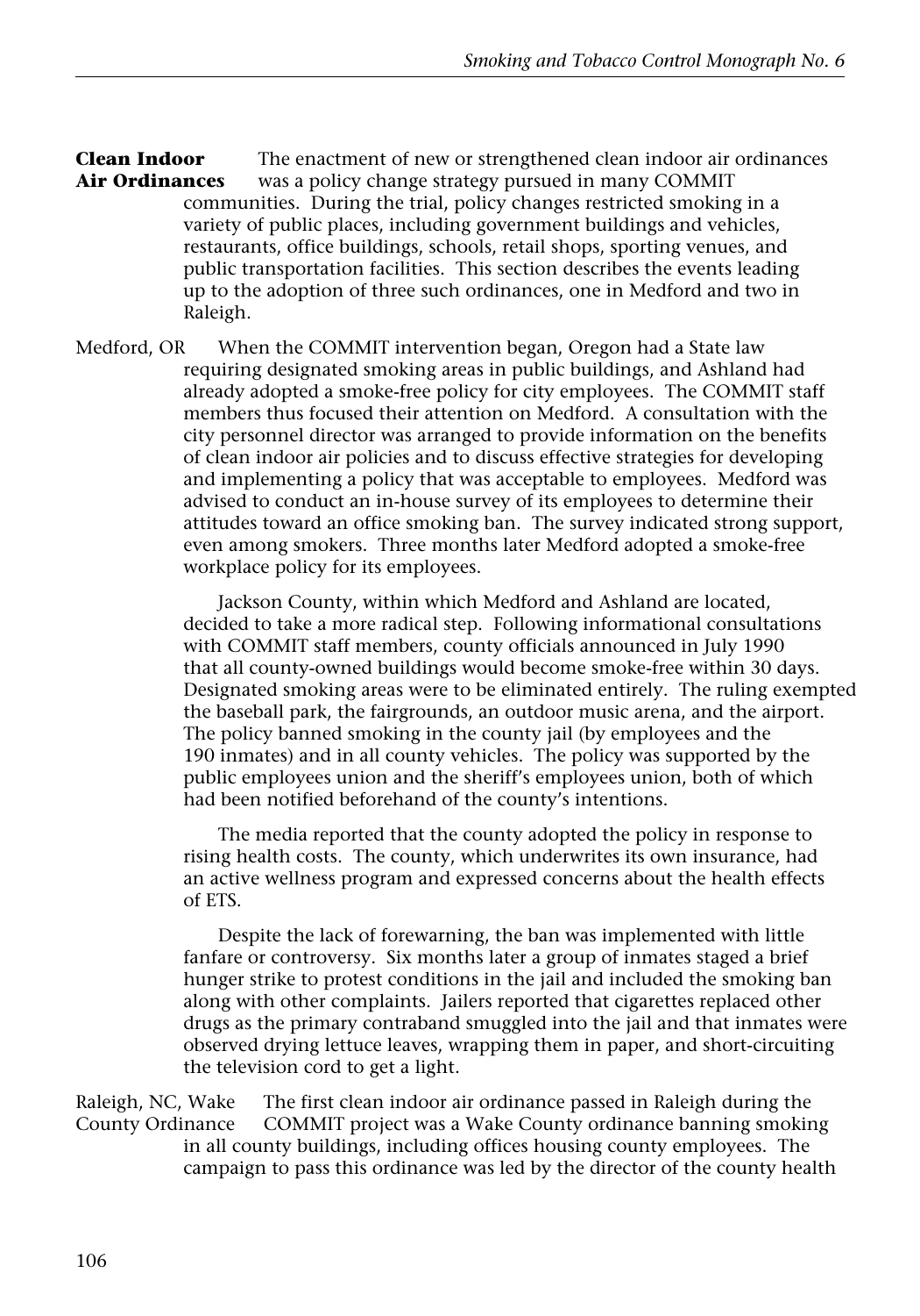## Clean Indoor Air Ordinances

The enactment of new or strengthened clean indoor air ordinances was a policy change strategy pursued in many COMMIT communities. During the trial, policy changes restricted smoking in a variety of public places, including government buildings and vehicles, restaurants, office buildings, schools, retail shops, sporting venues, and public transportation facilities. This section describes the events leading up to the adoption of three such ordinances, one in Medford and two in Raleigh.

### Medford, OR

When the COMMIT intervention began, Oregon had a State law requiring designated smoking areas in public buildings, and Ashland had already adopted a smoke-free policy for city employees. The COMMIT staff members thus focused their attention on Medford. A consultation with the city personnel director was arranged to provide information on the benefits of clean indoor air policies and to discuss effective strategies for developing and implementing a policy that was acceptable to employees. Medford was advised to conduct an in-house survey of its employees to determine their attitudes toward an office smoking ban. The survey indicated strong support, even among smokers. Three months later Medford adopted a smoke-free workplace policy for its employees.

Jackson County, within which Medford and Ashland are located, decided to take a more radical step. Following informational consultations with COMMIT staff members, county officials announced in July 1990 that all county-owned buildings would become smoke-free within 30 days. Designated smoking areas were to be eliminated entirely. The ruling exempted the baseball park, the fairgrounds, an outdoor music arena, and the airport. The policy banned smoking in the county jail (by employees and the 190 inmates) and in all county vehicles. The policy was supported by the public employees union and the sheriff's employees union, both of which had been notified beforehand of the county's intentions.

The media reported that the county adopted the policy in response to rising health costs. The county, which underwrites its own insurance, had an active wellness program and expressed concerns about the health effects of ETS.

Despite the lack of forewarning, the ban was implemented with little fanfare or controversy. Six months later a group of inmates staged a brief hunger strike to protest conditions in the jail and included the smoking ban along with other complaints. Jailers reported that cigarettes replaced other drugs as the primary contraband smuggled into the jail and that inmates were observed drying lettuce leaves, wrapping them in paper, and short-circuiting the television cord to get a light.

### Raleigh, NC, Wake County Ordinance

The first clean indoor air ordinance passed in Raleigh during the COMMIT project was a Wake County ordinance banning smoking in all county buildings, including offices housing county employees. The campaign to pass this ordinance was led by the director of the county health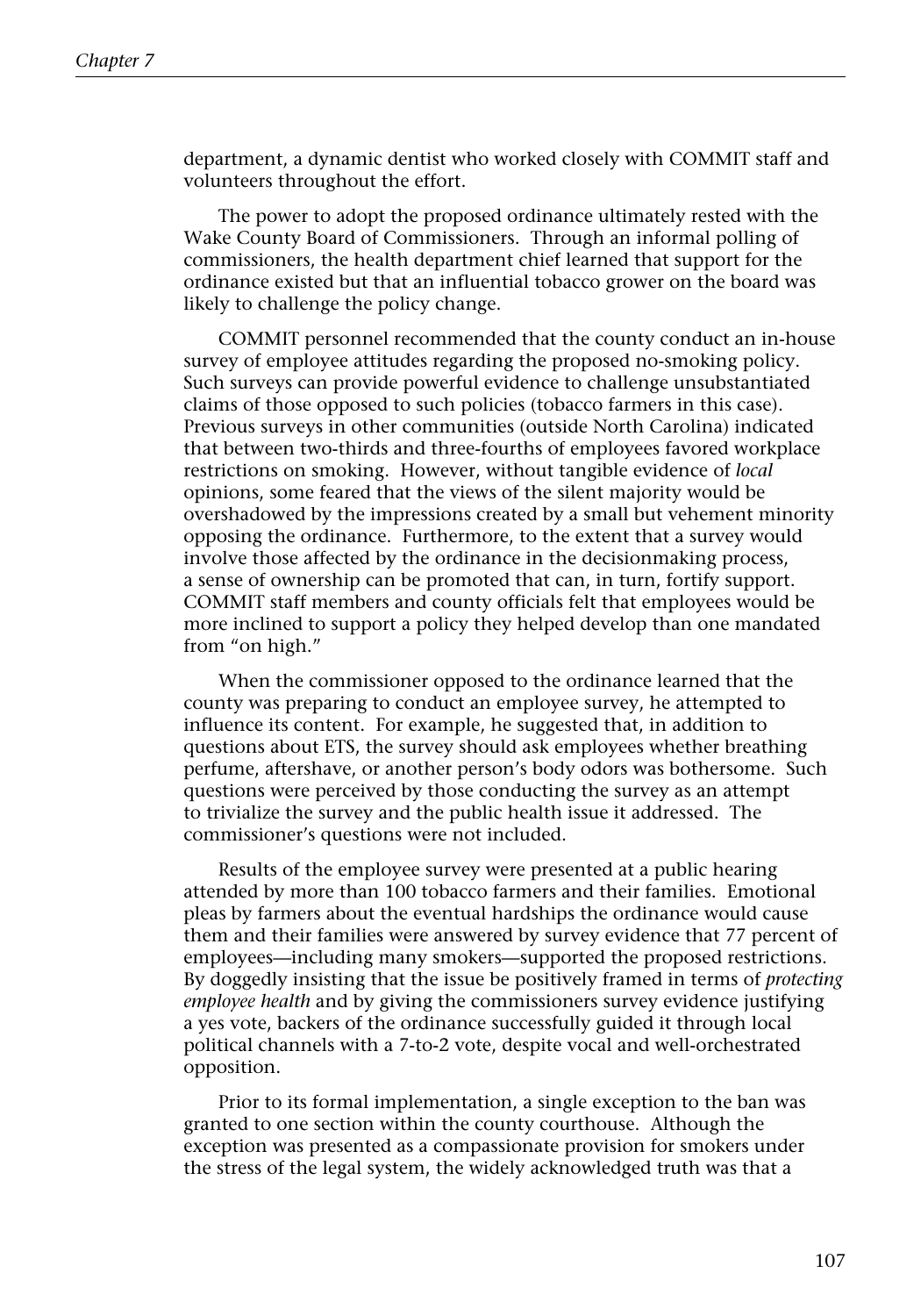department, a dynamic dentist who worked closely with COMMIT staff and volunteers throughout the effort.

The power to adopt the proposed ordinance ultimately rested with the Wake County Board of Commissioners. Through an informal polling of commissioners, the health department chief learned that support for the ordinance existed but that an influential tobacco grower on the board was likely to challenge the policy change.

COMMIT personnel recommended that the county conduct an in-house survey of employee attitudes regarding the proposed no-smoking policy. Such surveys can provide powerful evidence to challenge unsubstantiated claims of those opposed to such policies (tobacco farmers in this case). Previous surveys in other communities (outside North Carolina) indicated that between two-thirds and three-fourths of employees favored workplace restrictions on smoking. However, without tangible evidence of *local* opinions, some feared that the views of the silent majority would be overshadowed by the impressions created by a small but vehement minority opposing the ordinance. Furthermore, to the extent that a survey would involve those affected by the ordinance in the decisionmaking process, a sense of ownership can be promoted that can, in turn, fortify support. COMMIT staff members and county officials felt that employees would be more inclined to support a policy they helped develop than one mandated from "on high."

When the commissioner opposed to the ordinance learned that the county was preparing to conduct an employee survey, he attempted to influence its content. For example, he suggested that, in addition to questions about ETS, the survey should ask employees whether breathing perfume, aftershave, or another person's body odors was bothersome. Such questions were perceived by those conducting the survey as an attempt to trivialize the survey and the public health issue it addressed. The commissioner's questions were not included.

Results of the employee survey were presented at a public hearing attended by more than 100 tobacco farmers and their families. Emotional pleas by farmers about the eventual hardships the ordinance would cause them and their families were answered by survey evidence that 77 percent of employees—including many smokers—supported the proposed restrictions. By doggedly insisting that the issue be positively framed in terms of *protecting employee health* and by giving the commissioners survey evidence justifying a yes vote, backers of the ordinance successfully guided it through local political channels with a 7-to-2 vote, despite vocal and well-orchestrated opposition.

Prior to its formal implementation, a single exception to the ban was granted to one section within the county courthouse. Although the exception was presented as a compassionate provision for smokers under the stress of the legal system, the widely acknowledged truth was that a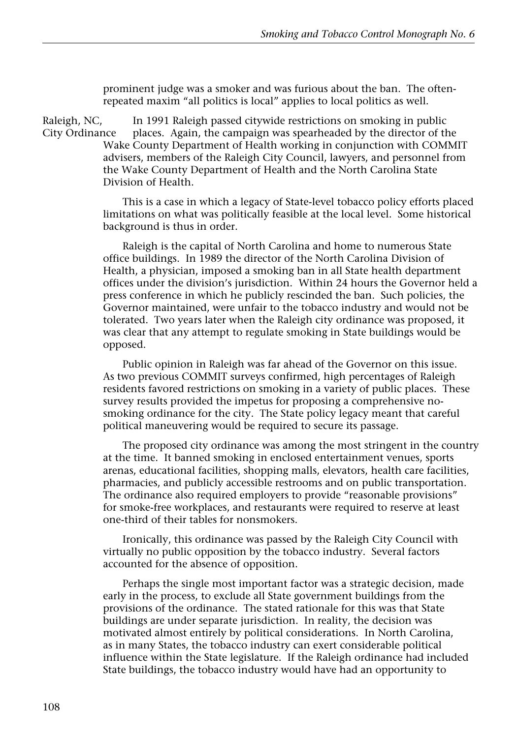prominent judge was a smoker and was furious about the ban. The often-repeated maxim "all politics is local" applies to local politics as well.

**Raleigh, NC, City Ordinance**

In 1991 Raleigh passed citywide restrictions on smoking in public places. Again, the campaign was spearheaded by the director of the Wake County Department of Health working in conjunction with COMMIT advisers, members of the Raleigh City Council, lawyers, and personnel from the Wake County Department of Health and the North Carolina State Division of Health.

This is a case in which a legacy of State-level tobacco policy efforts placed limitations on what was politically feasible at the local level. Some historical background is thus in order.

Raleigh is the capital of North Carolina and home to numerous State office buildings. In 1989 the director of the North Carolina Division of Health, a physician, imposed a smoking ban in all State health department offices under the division's jurisdiction. Within 24 hours the Governor held a press conference in which he publicly rescinded the ban. Such policies, the Governor maintained, were unfair to the tobacco industry and would not be tolerated. Two years later when the Raleigh city ordinance was proposed, it was clear that any attempt to regulate smoking in State buildings would be opposed.

Public opinion in Raleigh was far ahead of the Governor on this issue. As two previous COMMIT surveys confirmed, high percentages of Raleigh residents favored restrictions on smoking in a variety of public places. These survey results provided the impetus for proposing a comprehensive no-smoking ordinance for the city. The State policy legacy meant that careful political maneuvering would be required to secure its passage.

The proposed city ordinance was among the most stringent in the country at the time. It banned smoking in enclosed entertainment venues, sports arenas, educational facilities, shopping malls, elevators, health care facilities, pharmacies, and publicly accessible restrooms and on public transportation. The ordinance also required employers to provide "reasonable provisions" for smoke-free workplaces, and restaurants were required to reserve at least one-third of their tables for nonsmokers.

Ironically, this ordinance was passed by the Raleigh City Council with virtually no public opposition by the tobacco industry. Several factors accounted for the absence of opposition.

Perhaps the single most important factor was a strategic decision, made early in the process, to exclude all State government buildings from the provisions of the ordinance. The stated rationale for this was that State buildings are under separate jurisdiction. In reality, the decision was motivated almost entirely by political considerations. In North Carolina, as in many States, the tobacco industry can exert considerable political influence within the State legislature. If the Raleigh ordinance had included State buildings, the tobacco industry would have had an opportunity to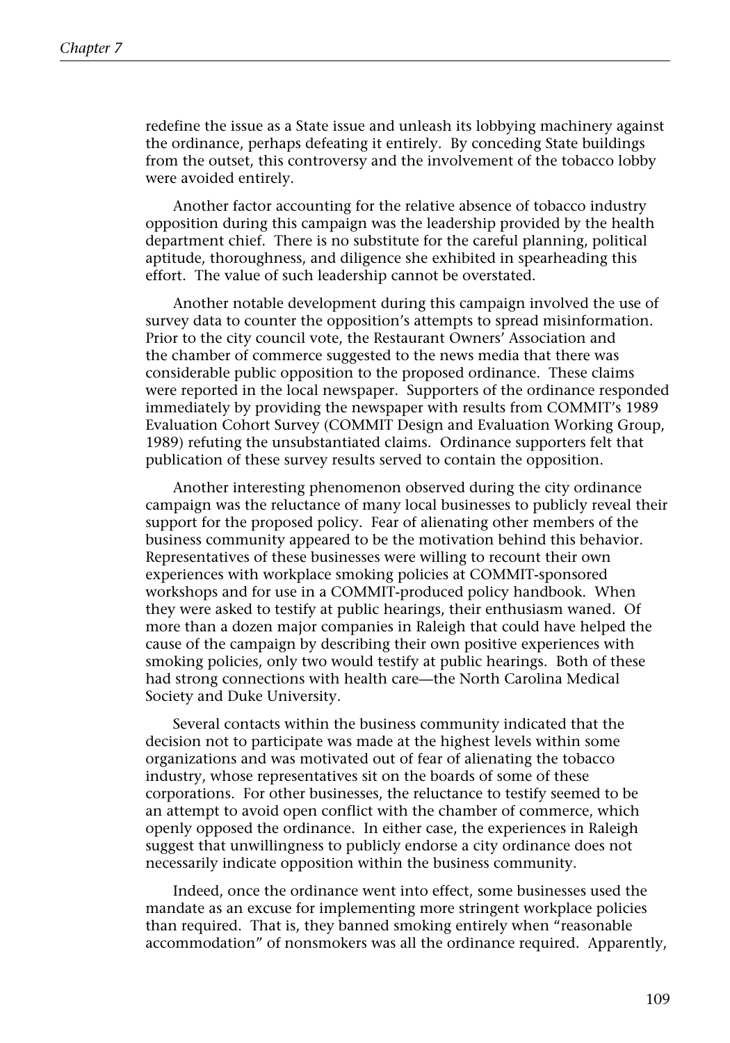redefine the issue as a State issue and unleash its lobbying machinery against the ordinance, perhaps defeating it entirely. By conceding State buildings from the outset, this controversy and the involvement of the tobacco lobby were avoided entirely.

Another factor accounting for the relative absence of tobacco industry opposition during this campaign was the leadership provided by the health department chief. There is no substitute for the careful planning, political aptitude, thoroughness, and diligence she exhibited in spearheading this effort. The value of such leadership cannot be overstated.

Another notable development during this campaign involved the use of survey data to counter the opposition's attempts to spread misinformation. Prior to the city council vote, the Restaurant Owners' Association and the chamber of commerce suggested to the news media that there was considerable public opposition to the proposed ordinance. These claims were reported in the local newspaper. Supporters of the ordinance responded immediately by providing the newspaper with results from COMMIT's 1989 Evaluation Cohort Survey (COMMIT Design and Evaluation Working Group, 1989) refuting the unsubstantiated claims. Ordinance supporters felt that publication of these survey results served to contain the opposition.

Another interesting phenomenon observed during the city ordinance campaign was the reluctance of many local businesses to publicly reveal their support for the proposed policy. Fear of alienating other members of the business community appeared to be the motivation behind this behavior. Representatives of these businesses were willing to recount their own experiences with workplace smoking policies at COMMIT-sponsored workshops and for use in a COMMIT-produced policy handbook. When they were asked to testify at public hearings, their enthusiasm waned. Of more than a dozen major companies in Raleigh that could have helped the cause of the campaign by describing their own positive experiences with smoking policies, only two would testify at public hearings. Both of these had strong connections with health care—the North Carolina Medical Society and Duke University.

Several contacts within the business community indicated that the decision not to participate was made at the highest levels within some organizations and was motivated out of fear of alienating the tobacco industry, whose representatives sit on the boards of some of these corporations. For other businesses, the reluctance to testify seemed to be an attempt to avoid open conflict with the chamber of commerce, which openly opposed the ordinance. In either case, the experiences in Raleigh suggest that unwillingness to publicly endorse a city ordinance does not necessarily indicate opposition within the business community.

Indeed, once the ordinance went into effect, some businesses used the mandate as an excuse for implementing more stringent workplace policies than required. That is, they banned smoking entirely when "reasonable accommodation" of nonsmokers was all the ordinance required. Apparently,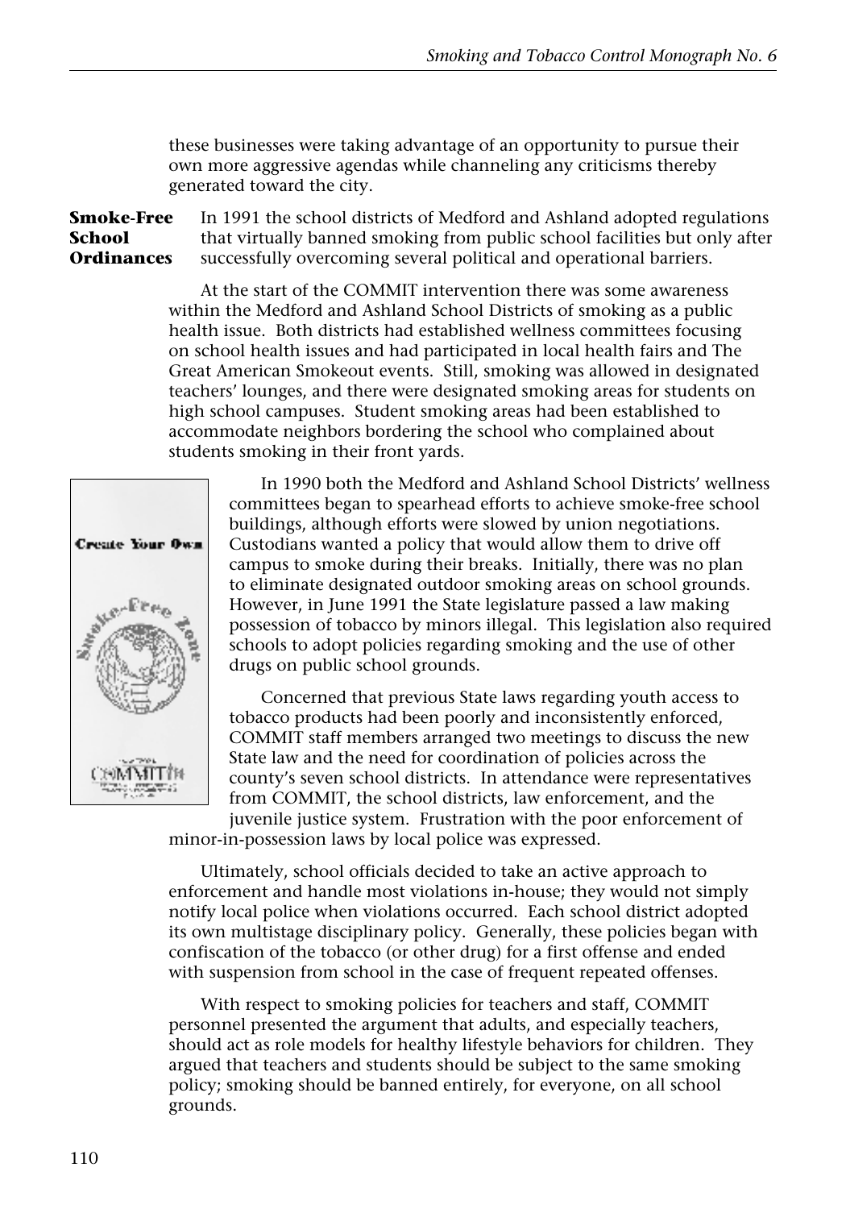these businesses were taking advantage of an opportunity to pursue their own more aggressive agendas while channeling any criticisms thereby generated toward the city.

## Smoke-Free School Ordinances

In 1991 the school districts of Medford and Ashland adopted regulations that virtually banned smoking from public school facilities but only after successfully overcoming several political and operational barriers.

At the start of the COMMIT intervention there was some awareness within the Medford and Ashland School Districts of smoking as a public health issue. Both districts had established wellness committees focusing on school health issues and had participated in local health fairs and The Great American Smokeout events. Still, smoking was allowed in designated teachers' lounges, and there were designated smoking areas for students on high school campuses. Student smoking areas had been established to accommodate neighbors bordering the school who complained about students smoking in their front yards.

In 1990 both the Medford and Ashland School Districts' wellness committees began to spearhead efforts to achieve smoke-free school buildings, although efforts were slowed by union negotiations. Custodians wanted a policy that would allow them to drive off campus to smoke during their breaks. Initially, there was no plan to eliminate designated outdoor smoking areas on school grounds. However, in June 1991 the State legislature passed a law making possession of tobacco by minors illegal. This legislation also required schools to adopt policies regarding smoking and the use of other drugs on public school grounds.

Concerned that previous State laws regarding youth access to tobacco products had been poorly and inconsistently enforced, COMMIT staff members arranged two meetings to discuss the new State law and the need for coordination of policies across the county's seven school districts. In attendance were representatives from COMMIT, the school districts, law enforcement, and the juvenile justice system. Frustration with the poor enforcement of minor-in-possession laws by local police was expressed.

Ultimately, school officials decided to take an active approach to enforcement and handle most violations in-house; they would not simply notify local police when violations occurred. Each school district adopted its own multistage disciplinary policy. Generally, these policies began with confiscation of the tobacco (or other drug) for a first offense and ended with suspension from school in the case of frequent repeated offenses.

With respect to smoking policies for teachers and staff, COMMIT personnel presented the argument that adults, and especially teachers, should act as role models for healthy lifestyle behaviors for children. They argued that teachers and students should be subject to the same smoking policy; smoking should be banned entirely, for everyone, on all school grounds.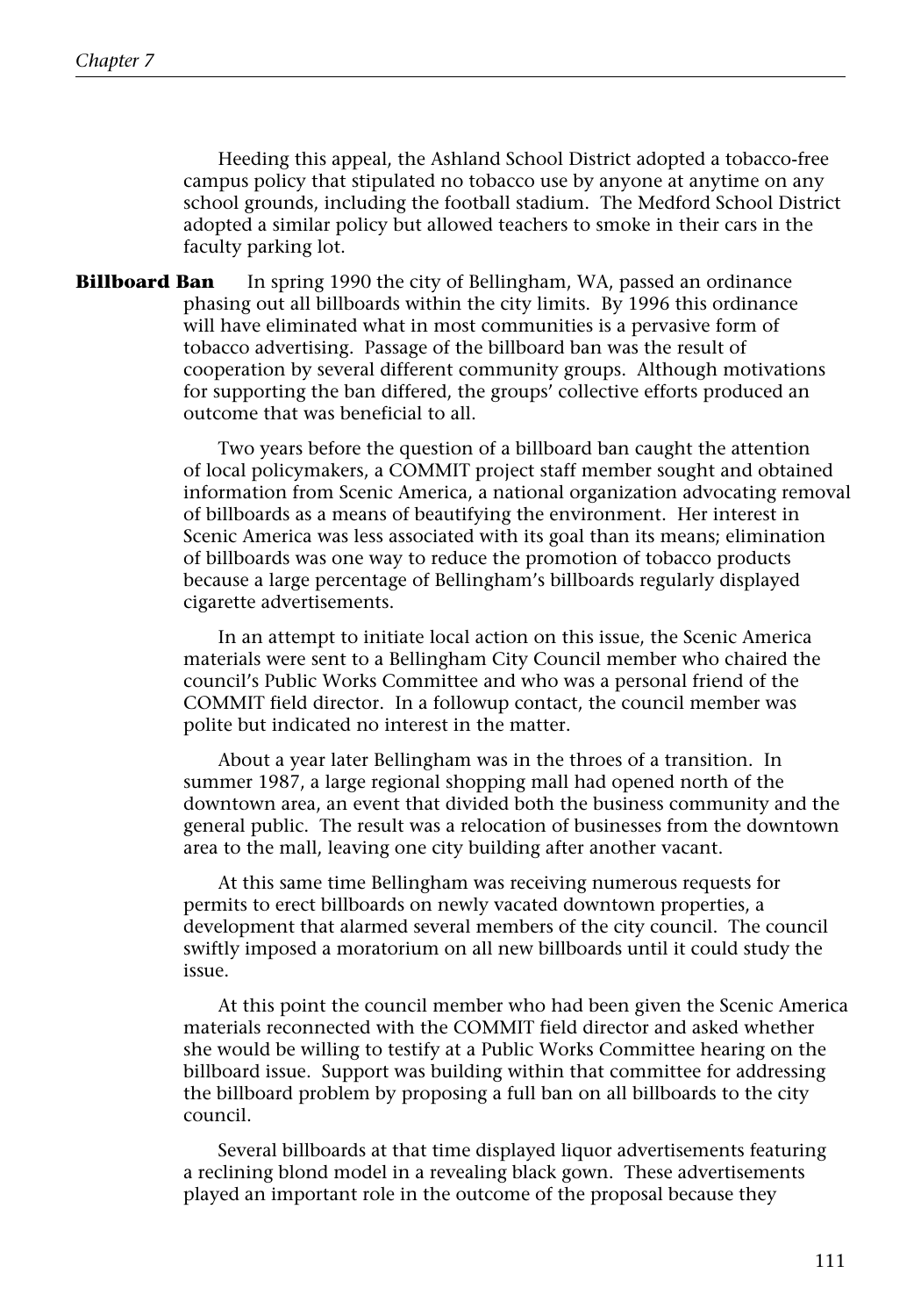Heeding this appeal, the Ashland School District adopted a tobacco-free campus policy that stipulated no tobacco use by anyone at anytime on any school grounds, including the football stadium. The Medford School District adopted a similar policy but allowed teachers to smoke in their cars in the faculty parking lot.

**Billboard Ban** In spring 1990 the city of Bellingham, WA, passed an ordinance phasing out all billboards within the city limits. By 1996 this ordinance will have eliminated what in most communities is a pervasive form of tobacco advertising. Passage of the billboard ban was the result of cooperation by several different community groups. Although motivations for supporting the ban differed, the groups' collective efforts produced an outcome that was beneficial to all.

Two years before the question of a billboard ban caught the attention of local policymakers, a COMMIT project staff member sought and obtained information from Scenic America, a national organization advocating removal of billboards as a means of beautifying the environment. Her interest in Scenic America was less associated with its goal than its means; elimination of billboards was one way to reduce the promotion of tobacco products because a large percentage of Bellingham's billboards regularly displayed cigarette advertisements.

In an attempt to initiate local action on this issue, the Scenic America materials were sent to a Bellingham City Council member who chaired the council's Public Works Committee and who was a personal friend of the COMMIT field director. In a followup contact, the council member was polite but indicated no interest in the matter.

About a year later Bellingham was in the throes of a transition. In summer 1987, a large regional shopping mall had opened north of the downtown area, an event that divided both the business community and the general public. The result was a relocation of businesses from the downtown area to the mall, leaving one city building after another vacant.

At this same time Bellingham was receiving numerous requests for permits to erect billboards on newly vacated downtown properties, a development that alarmed several members of the city council. The council swiftly imposed a moratorium on all new billboards until it could study the issue.

At this point the council member who had been given the Scenic America materials reconnected with the COMMIT field director and asked whether she would be willing to testify at a Public Works Committee hearing on the billboard issue. Support was building within that committee for addressing the billboard problem by proposing a full ban on all billboards to the city council.

Several billboards at that time displayed liquor advertisements featuring a reclining blond model in a revealing black gown. These advertisements played an important role in the outcome of the proposal because they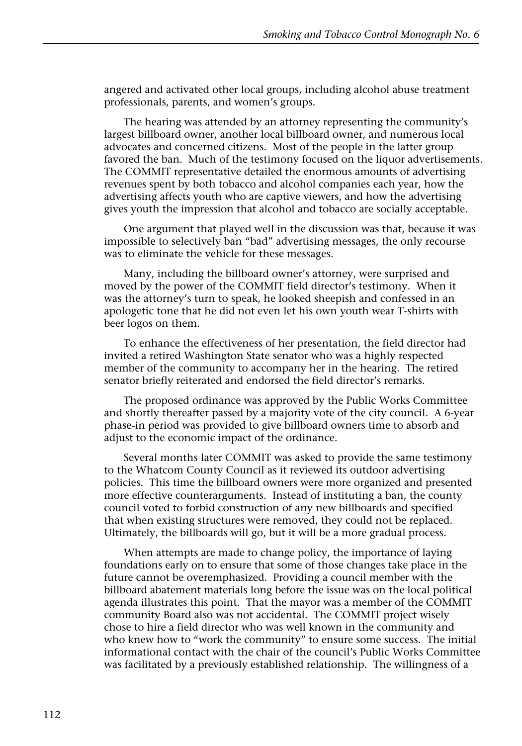angered and activated other local groups, including alcohol abuse treatment professionals, parents, and women's groups.

The hearing was attended by an attorney representing the community's largest billboard owner, another local billboard owner, and numerous local advocates and concerned citizens. Most of the people in the latter group favored the ban. Much of the testimony focused on the liquor advertisements. The COMMIT representative detailed the enormous amounts of advertising revenues spent by both tobacco and alcohol companies each year, how the advertising affects youth who are captive viewers, and how the advertising gives youth the impression that alcohol and tobacco are socially acceptable.

One argument that played well in the discussion was that, because it was impossible to selectively ban "bad" advertising messages, the only recourse was to eliminate the vehicle for these messages.

Many, including the billboard owner's attorney, were surprised and moved by the power of the COMMIT field director's testimony. When it was the attorney's turn to speak, he looked sheepish and confessed in an apologetic tone that he did not even let his own youth wear T-shirts with beer logos on them.

To enhance the effectiveness of her presentation, the field director had invited a retired Washington State senator who was a highly respected member of the community to accompany her in the hearing. The retired senator briefly reiterated and endorsed the field director's remarks.

The proposed ordinance was approved by the Public Works Committee and shortly thereafter passed by a majority vote of the city council. A 6-year phase-in period was provided to give billboard owners time to absorb and adjust to the economic impact of the ordinance.

Several months later COMMIT was asked to provide the same testimony to the Whatcom County Council as it reviewed its outdoor advertising policies. This time the billboard owners were more organized and presented more effective counterarguments. Instead of instituting a ban, the county council voted to forbid construction of any new billboards and specified that when existing structures were removed, they could not be replaced. Ultimately, the billboards will go, but it will be a more gradual process.

When attempts are made to change policy, the importance of laying foundations early on to ensure that some of those changes take place in the future cannot be overemphasized. Providing a council member with the billboard abatement materials long before the issue was on the local political agenda illustrates this point. That the mayor was a member of the COMMIT community Board also was not accidental. The COMMIT project wisely chose to hire a field director who was well known in the community and who knew how to "work the community" to ensure some success. The initial informational contact with the chair of the council's Public Works Committee was facilitated by a previously established relationship. The willingness of a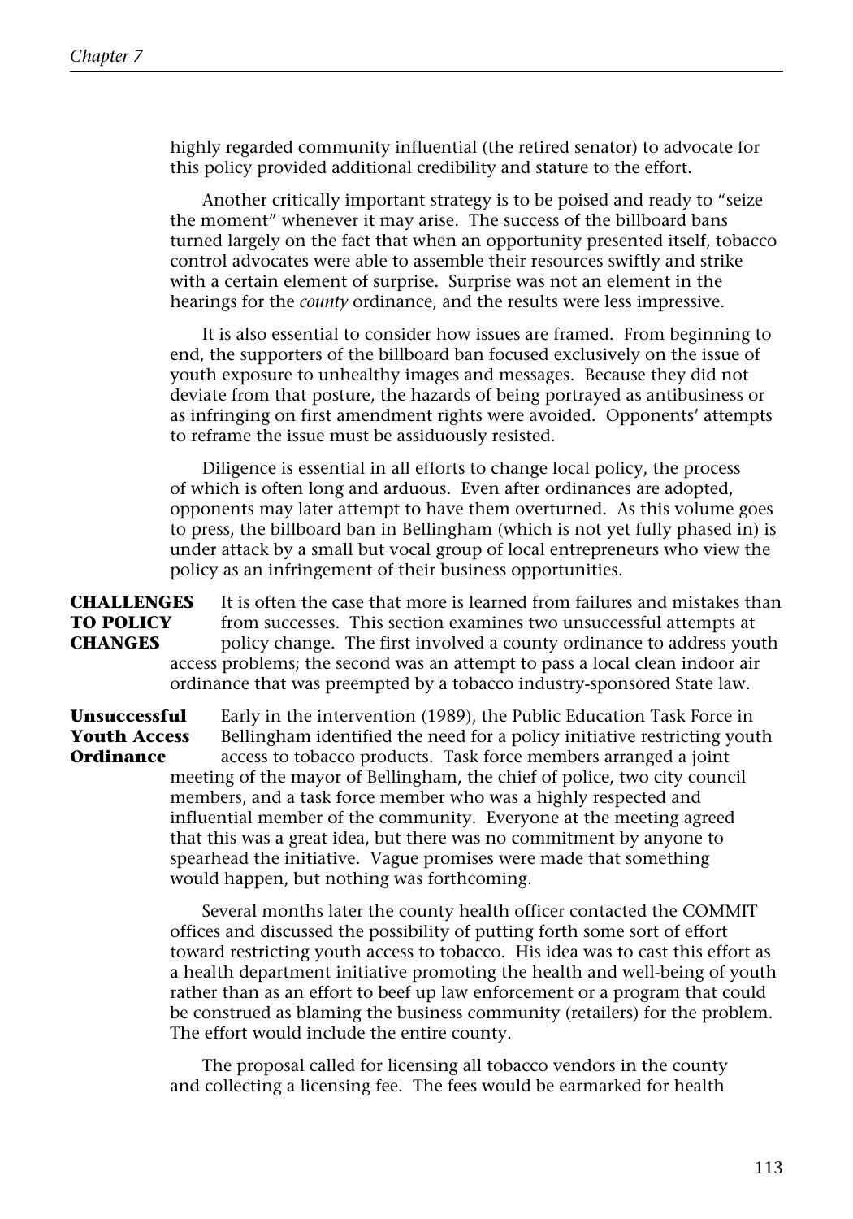highly regarded community influential (the retired senator) to advocate for this policy provided additional credibility and stature to the effort.

Another critically important strategy is to be poised and ready to "seize the moment" whenever it may arise. The success of the billboard bans turned largely on the fact that when an opportunity presented itself, tobacco control advocates were able to assemble their resources swiftly and strike with a certain element of surprise. Surprise was not an element in the hearings for the *county* ordinance, and the results were less impressive.

It is also essential to consider how issues are framed. From beginning to end, the supporters of the billboard ban focused exclusively on the issue of youth exposure to unhealthy images and messages. Because they did not deviate from that posture, the hazards of being portrayed as antibusiness or as infringing on first amendment rights were avoided. Opponents' attempts to reframe the issue must be assiduously resisted.

Diligence is essential in all efforts to change local policy, the process of which is often long and arduous. Even after ordinances are adopted, opponents may later attempt to have them overturned. As this volume goes to press, the billboard ban in Bellingham (which is not yet fully phased in) is under attack by a small but vocal group of local entrepreneurs who view the policy as an infringement of their business opportunities.

## CHALLENGES TO POLICY CHANGES

It is often the case that more is learned from failures and mistakes than from successes. This section examines two unsuccessful attempts at policy change. The first involved a county ordinance to address youth access problems; the second was an attempt to pass a local clean indoor air ordinance that was preempted by a tobacco industry-sponsored State law.

### Unsuccessful Youth Access Ordinance

Early in the intervention (1989), the Public Education Task Force in Bellingham identified the need for a policy initiative restricting youth access to tobacco products. Task force members arranged a joint meeting of the mayor of Bellingham, the chief of police, two city council members, and a task force member who was a highly respected and influential member of the community. Everyone at the meeting agreed that this was a great idea, but there was no commitment by anyone to spearhead the initiative. Vague promises were made that something would happen, but nothing was forthcoming.

Several months later the county health officer contacted the COMMIT offices and discussed the possibility of putting forth some sort of effort toward restricting youth access to tobacco. His idea was to cast this effort as a health department initiative promoting the health and well-being of youth rather than as an effort to beef up law enforcement or a program that could be construed as blaming the business community (retailers) for the problem. The effort would include the entire county.

The proposal called for licensing all tobacco vendors in the county and collecting a licensing fee. The fees would be earmarked for health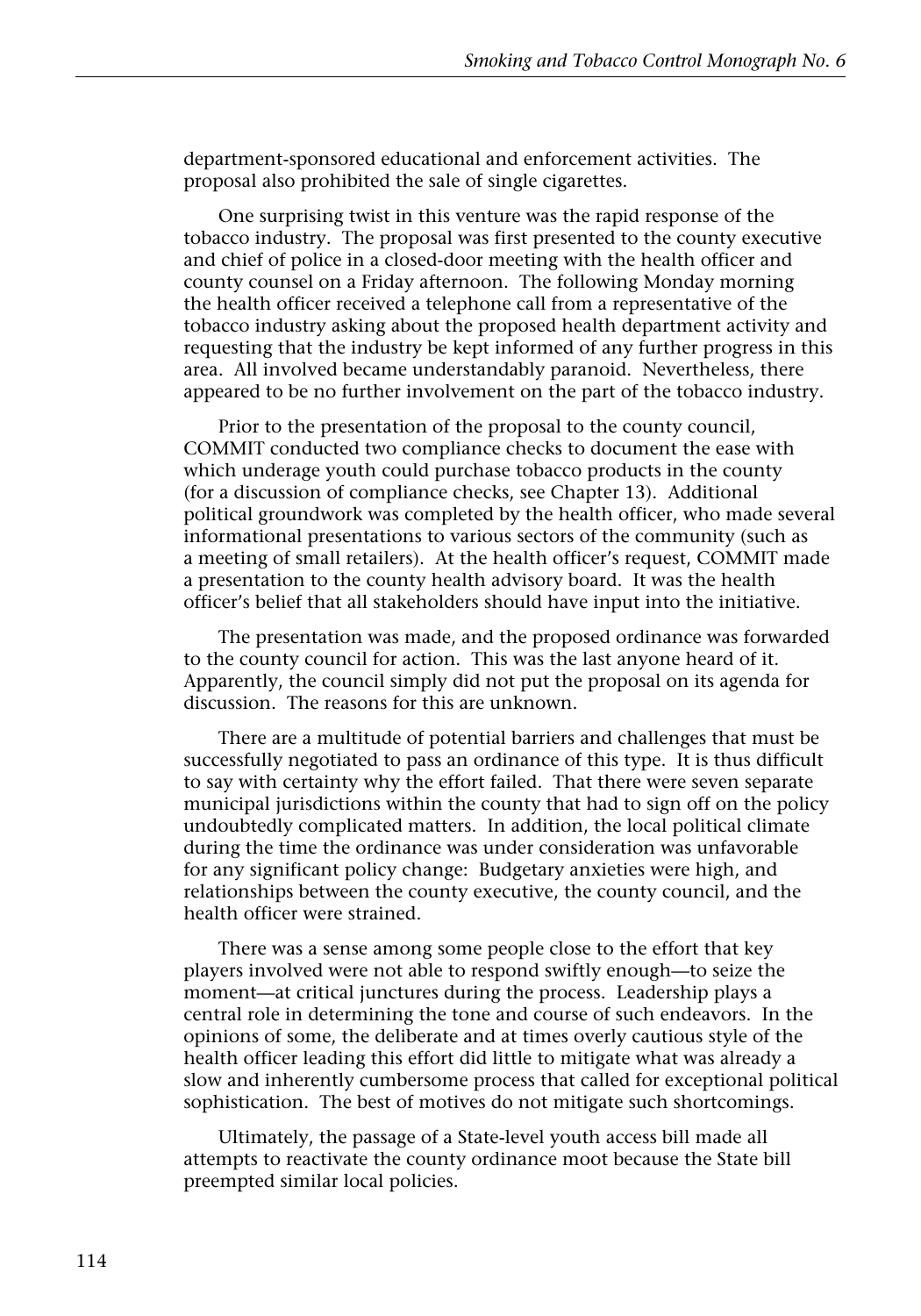department-sponsored educational and enforcement activities. The proposal also prohibited the sale of single cigarettes.

One surprising twist in this venture was the rapid response of the tobacco industry. The proposal was first presented to the county executive and chief of police in a closed-door meeting with the health officer and county counsel on a Friday afternoon. The following Monday morning the health officer received a telephone call from a representative of the tobacco industry asking about the proposed health department activity and requesting that the industry be kept informed of any further progress in this area. All involved became understandably paranoid. Nevertheless, there appeared to be no further involvement on the part of the tobacco industry.

Prior to the presentation of the proposal to the county council, COMMIT conducted two compliance checks to document the ease with which underage youth could purchase tobacco products in the county (for a discussion of compliance checks, see Chapter 13). Additional political groundwork was completed by the health officer, who made several informational presentations to various sectors of the community (such as a meeting of small retailers). At the health officer's request, COMMIT made a presentation to the county health advisory board. It was the health officer's belief that all stakeholders should have input into the initiative.

The presentation was made, and the proposed ordinance was forwarded to the county council for action. This was the last anyone heard of it. Apparently, the council simply did not put the proposal on its agenda for discussion. The reasons for this are unknown.

There are a multitude of potential barriers and challenges that must be successfully negotiated to pass an ordinance of this type. It is thus difficult to say with certainty why the effort failed. That there were seven separate municipal jurisdictions within the county that had to sign off on the policy undoubtedly complicated matters. In addition, the local political climate during the time the ordinance was under consideration was unfavorable for any significant policy change: Budgetary anxieties were high, and relationships between the county executive, the county council, and the health officer were strained.

There was a sense among some people close to the effort that key players involved were not able to respond swiftly enough—to seize the moment—at critical junctures during the process. Leadership plays a central role in determining the tone and course of such endeavors. In the opinions of some, the deliberate and at times overly cautious style of the health officer leading this effort did little to mitigate what was already a slow and inherently cumbersome process that called for exceptional political sophistication. The best of motives do not mitigate such shortcomings.

Ultimately, the passage of a State-level youth access bill made all attempts to reactivate the county ordinance moot because the State bill preempted similar local policies.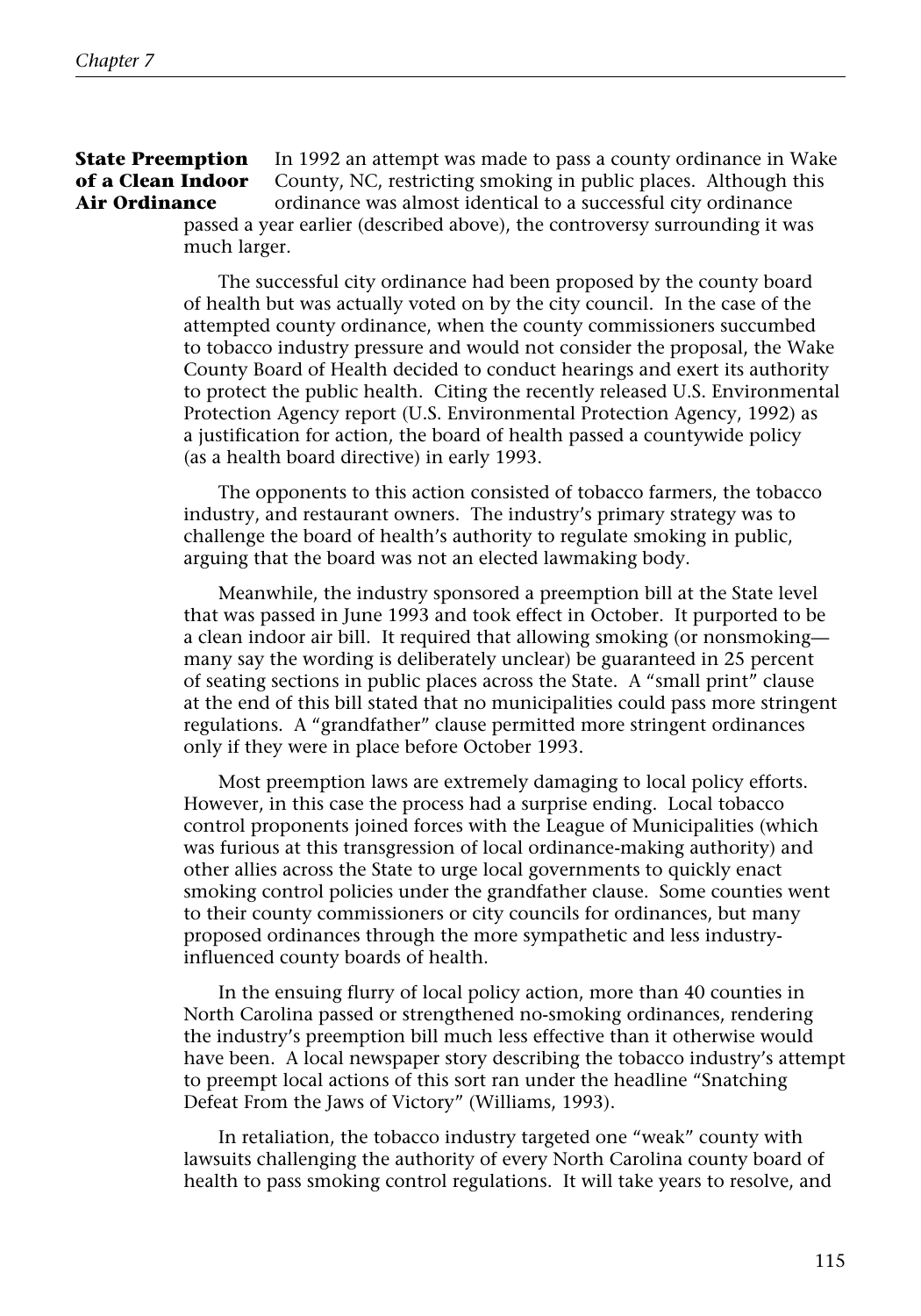## State Preemption of a Clean Indoor Air Ordinance

In 1992 an attempt was made to pass a county ordinance in Wake County, NC, restricting smoking in public places. Although this ordinance was almost identical to a successful city ordinance passed a year earlier (described above), the controversy surrounding it was much larger.

The successful city ordinance had been proposed by the county board of health but was actually voted on by the city council. In the case of the attempted county ordinance, when the county commissioners succumbed to tobacco industry pressure and would not consider the proposal, the Wake County Board of Health decided to conduct hearings and exert its authority to protect the public health. Citing the recently released U.S. Environmental Protection Agency report (U.S. Environmental Protection Agency, 1992) as a justification for action, the board of health passed a countywide policy (as a health board directive) in early 1993.

The opponents to this action consisted of tobacco farmers, the tobacco industry, and restaurant owners. The industry's primary strategy was to challenge the board of health's authority to regulate smoking in public, arguing that the board was not an elected lawmaking body.

Meanwhile, the industry sponsored a preemption bill at the State level that was passed in June 1993 and took effect in October. It purported to be a clean indoor air bill. It required that allowing smoking (or nonsmoking—many say the wording is deliberately unclear) be guaranteed in 25 percent of seating sections in public places across the State. A "small print" clause at the end of this bill stated that no municipalities could pass more stringent regulations. A "grandfather" clause permitted more stringent ordinances only if they were in place before October 1993.

Most preemption laws are extremely damaging to local policy efforts. However, in this case the process had a surprise ending. Local tobacco control proponents joined forces with the League of Municipalities (which was furious at this transgression of local ordinance-making authority) and other allies across the State to urge local governments to quickly enact smoking control policies under the grandfather clause. Some counties went to their county commissioners or city councils for ordinances, but many proposed ordinances through the more sympathetic and less industry-influenced county boards of health.

In the ensuing flurry of local policy action, more than 40 counties in North Carolina passed or strengthened no-smoking ordinances, rendering the industry's preemption bill much less effective than it otherwise would have been. A local newspaper story describing the tobacco industry's attempt to preempt local actions of this sort ran under the headline "Snatching Defeat From the Jaws of Victory" (Williams, 1993).

In retaliation, the tobacco industry targeted one "weak" county with lawsuits challenging the authority of every North Carolina county board of health to pass smoking control regulations. It will take years to resolve, and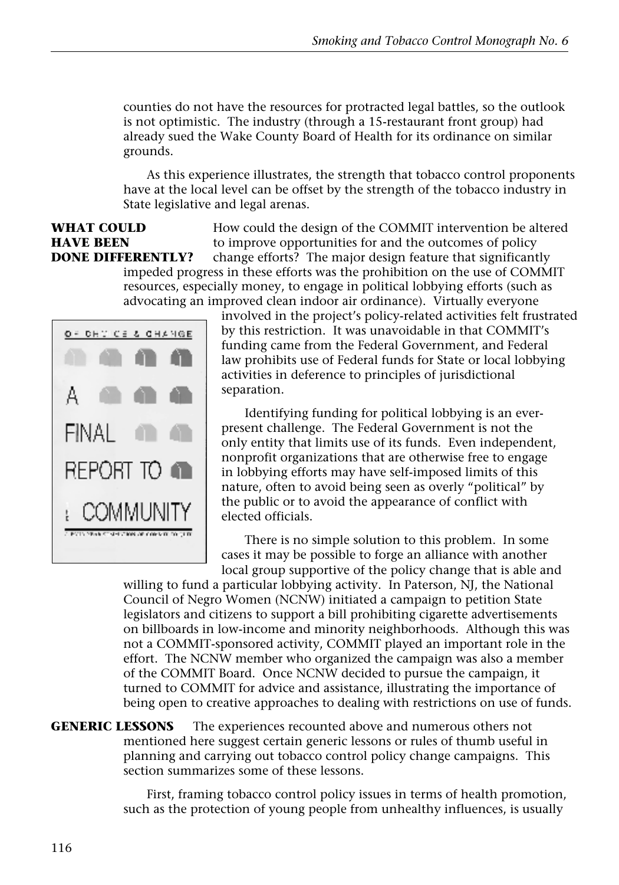counties do not have the resources for protracted legal battles, so the outlook is not optimistic. The industry (through a 15-restaurant front group) had already sued the Wake County Board of Health for its ordinance on similar grounds.

As this experience illustrates, the strength that tobacco control proponents have at the local level can be offset by the strength of the tobacco industry in State legislative and legal arenas.

**WHAT COULD HAVE BEEN DONE DIFFERENTLY?** How could the design of the COMMIT intervention be altered to improve opportunities for and the outcomes of policy change efforts? The major design feature that significantly impeded progress in these efforts was the prohibition on the use of COMMIT resources, especially money, to engage in political lobbying efforts (such as advocating an improved clean indoor air ordinance). Virtually everyone involved in the project's policy-related activities felt frustrated by this restriction. It was unavoidable in that COMMIT's funding came from the Federal Government, and Federal law prohibits use of Federal funds for State or local lobbying activities in deference to principles of jurisdictional separation.

Identifying funding for political lobbying is an ever-present challenge. The Federal Government is not the only entity that limits use of its funds. Even independent, nonprofit organizations that are otherwise free to engage in lobbying efforts may have self-imposed limits of this nature, often to avoid being seen as overly "political" by the public or to avoid the appearance of conflict with elected officials.

There is no simple solution to this problem. In some cases it may be possible to forge an alliance with another local group supportive of the policy change that is able and willing to fund a particular lobbying activity. In Paterson, NJ, the National Council of Negro Women (NCNW) initiated a campaign to petition State legislators and citizens to support a bill prohibiting cigarette advertisements on billboards in low-income and minority neighborhoods. Although this was not a COMMIT-sponsored activity, COMMIT played an important role in the effort. The NCNW member who organized the campaign was also a member of the COMMIT Board. Once NCNW decided to pursue the campaign, it turned to COMMIT for advice and assistance, illustrating the importance of being open to creative approaches to dealing with restrictions on use of funds.

**GENERIC LESSONS** The experiences recounted above and numerous others not mentioned here suggest certain generic lessons or rules of thumb useful in planning and carrying out tobacco control policy change campaigns. This section summarizes some of these lessons.

First, framing tobacco control policy issues in terms of health promotion, such as the protection of young people from unhealthy influences, is usually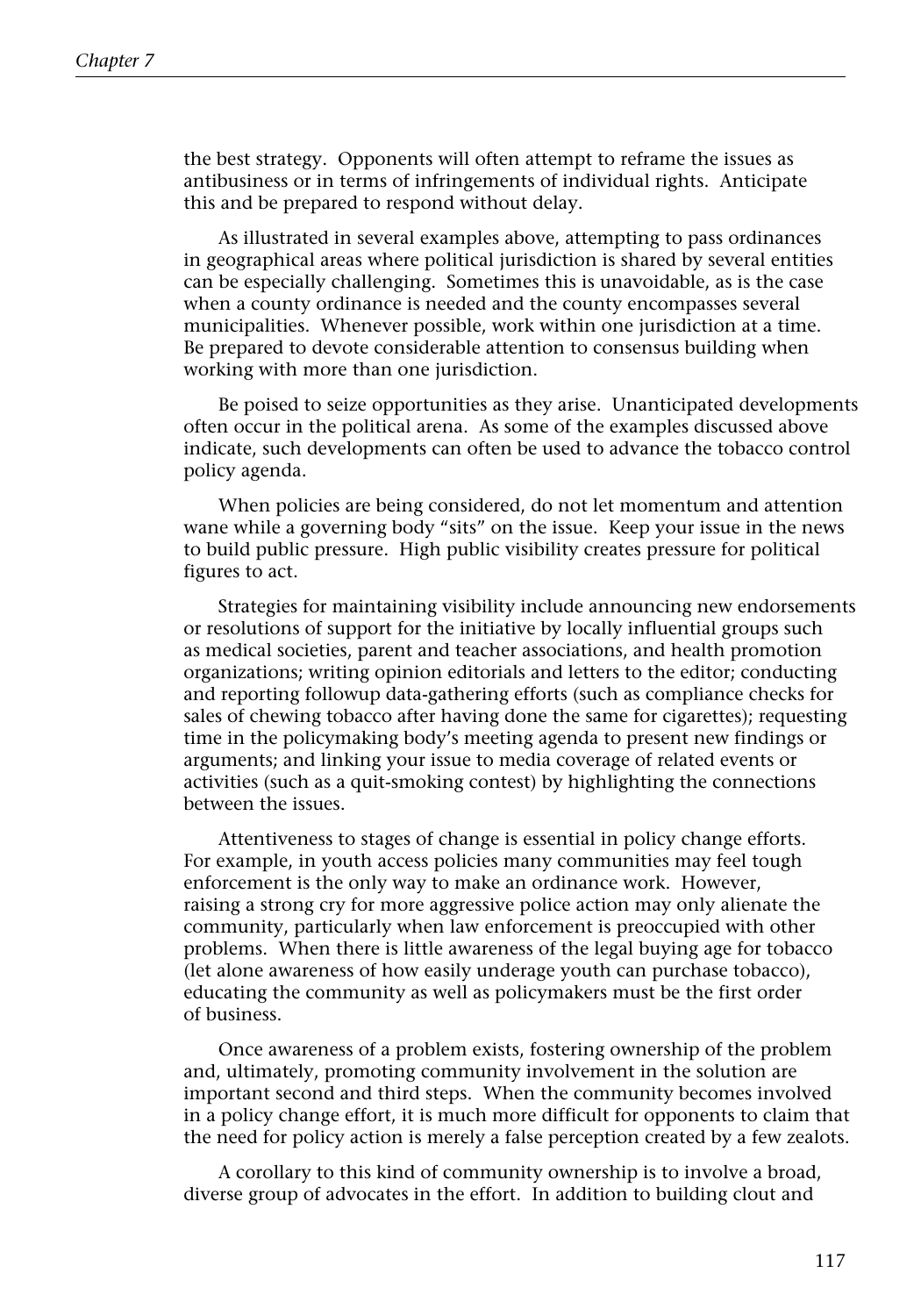the best strategy. Opponents will often attempt to reframe the issues as antibusiness or in terms of infringements of individual rights. Anticipate this and be prepared to respond without delay.

As illustrated in several examples above, attempting to pass ordinances in geographical areas where political jurisdiction is shared by several entities can be especially challenging. Sometimes this is unavoidable, as is the case when a county ordinance is needed and the county encompasses several municipalities. Whenever possible, work within one jurisdiction at a time. Be prepared to devote considerable attention to consensus building when working with more than one jurisdiction.

Be poised to seize opportunities as they arise. Unanticipated developments often occur in the political arena. As some of the examples discussed above indicate, such developments can often be used to advance the tobacco control policy agenda.

When policies are being considered, do not let momentum and attention wane while a governing body "sits" on the issue. Keep your issue in the news to build public pressure. High public visibility creates pressure for political figures to act.

Strategies for maintaining visibility include announcing new endorsements or resolutions of support for the initiative by locally influential groups such as medical societies, parent and teacher associations, and health promotion organizations; writing opinion editorials and letters to the editor; conducting and reporting followup data-gathering efforts (such as compliance checks for sales of chewing tobacco after having done the same for cigarettes); requesting time in the policymaking body's meeting agenda to present new findings or arguments; and linking your issue to media coverage of related events or activities (such as a quit-smoking contest) by highlighting the connections between the issues.

Attentiveness to stages of change is essential in policy change efforts. For example, in youth access policies many communities may feel tough enforcement is the only way to make an ordinance work. However, raising a strong cry for more aggressive police action may only alienate the community, particularly when law enforcement is preoccupied with other problems. When there is little awareness of the legal buying age for tobacco (let alone awareness of how easily underage youth can purchase tobacco), educating the community as well as policymakers must be the first order of business.

Once awareness of a problem exists, fostering ownership of the problem and, ultimately, promoting community involvement in the solution are important second and third steps. When the community becomes involved in a policy change effort, it is much more difficult for opponents to claim that the need for policy action is merely a false perception created by a few zealots.

A corollary to this kind of community ownership is to involve a broad, diverse group of advocates in the effort. In addition to building clout and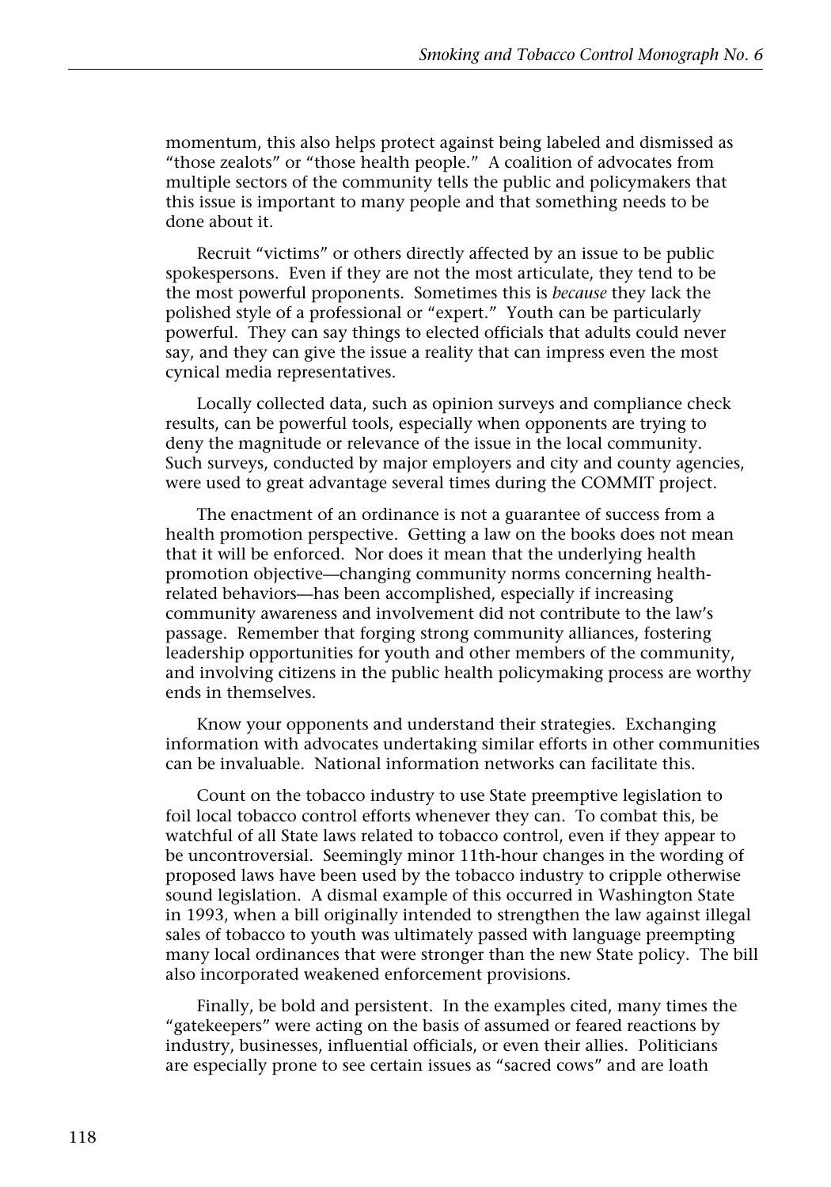momentum, this also helps protect against being labeled and dismissed as "those zealots" or "those health people." A coalition of advocates from multiple sectors of the community tells the public and policymakers that this issue is important to many people and that something needs to be done about it.

Recruit "victims" or others directly affected by an issue to be public spokespersons. Even if they are not the most articulate, they tend to be the most powerful proponents. Sometimes this is *because* they lack the polished style of a professional or "expert." Youth can be particularly powerful. They can say things to elected officials that adults could never say, and they can give the issue a reality that can impress even the most cynical media representatives.

Locally collected data, such as opinion surveys and compliance check results, can be powerful tools, especially when opponents are trying to deny the magnitude or relevance of the issue in the local community. Such surveys, conducted by major employers and city and county agencies, were used to great advantage several times during the COMMIT project.

The enactment of an ordinance is not a guarantee of success from a health promotion perspective. Getting a law on the books does not mean that it will be enforced. Nor does it mean that the underlying health promotion objective—changing community norms concerning health-related behaviors—has been accomplished, especially if increasing community awareness and involvement did not contribute to the law's passage. Remember that forging strong community alliances, fostering leadership opportunities for youth and other members of the community, and involving citizens in the public health policymaking process are worthy ends in themselves.

Know your opponents and understand their strategies. Exchanging information with advocates undertaking similar efforts in other communities can be invaluable. National information networks can facilitate this.

Count on the tobacco industry to use State preemptive legislation to foil local tobacco control efforts whenever they can. To combat this, be watchful of all State laws related to tobacco control, even if they appear to be uncontroversial. Seemingly minor 11th-hour changes in the wording of proposed laws have been used by the tobacco industry to cripple otherwise sound legislation. A dismal example of this occurred in Washington State in 1993, when a bill originally intended to strengthen the law against illegal sales of tobacco to youth was ultimately passed with language preempting many local ordinances that were stronger than the new State policy. The bill also incorporated weakened enforcement provisions.

Finally, be bold and persistent. In the examples cited, many times the "gatekeepers" were acting on the basis of assumed or feared reactions by industry, businesses, influential officials, or even their allies. Politicians are especially prone to see certain issues as "sacred cows" and are loath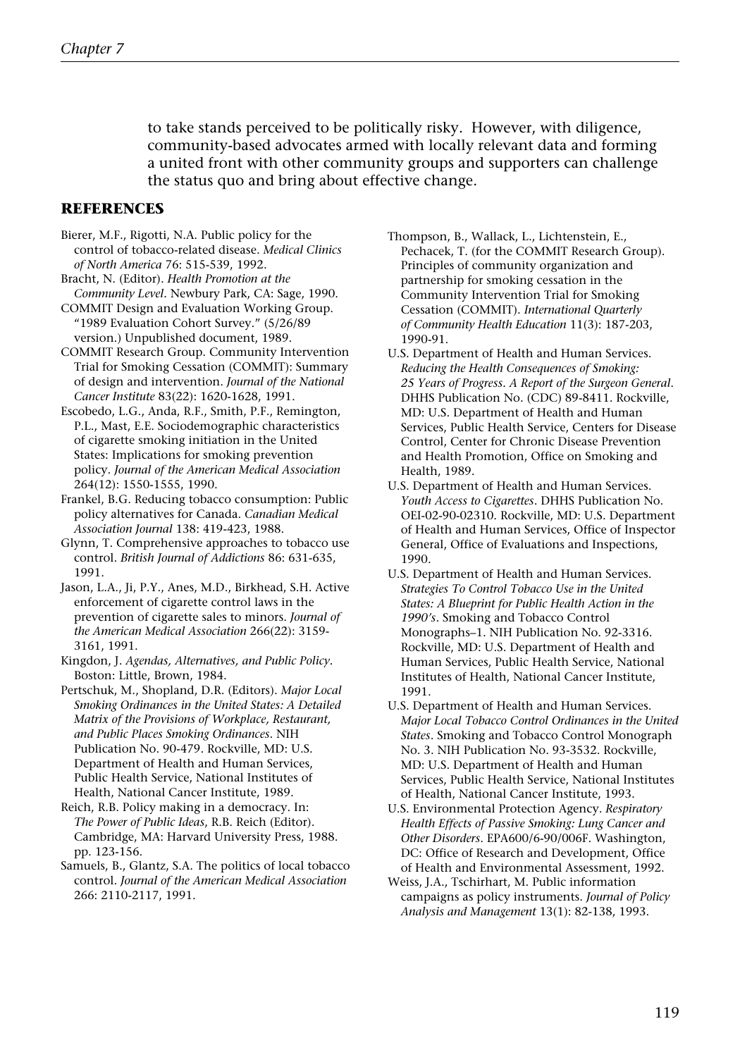to take stands perceived to be politically risky. However, with diligence, community-based advocates armed with locally relevant data and forming a united front with other community groups and supporters can challenge the status quo and bring about effective change.

## REFERENCES

Bierer, M.F., Rigotti, N.A. Public policy for the control of tobacco-related disease. *Medical Clinics of North America* 76: 515-539, 1992.

Bracht, N. (Editor). *Health Promotion at the Community Level*. Newbury Park, CA: Sage, 1990.

COMMIT Design and Evaluation Working Group. "1989 Evaluation Cohort Survey." (5/26/89 version.) Unpublished document, 1989.

COMMIT Research Group. Community Intervention Trial for Smoking Cessation (COMMIT): Summary of design and intervention. *Journal of the National Cancer Institute* 83(22): 1620-1628, 1991.

Escobedo, L.G., Anda, R.F., Smith, P.F., Remington, P.L., Mast, E.E. Sociodemographic characteristics of cigarette smoking initiation in the United States: Implications for smoking prevention policy. *Journal of the American Medical Association* 264(12): 1550-1555, 1990.

Frankel, B.G. Reducing tobacco consumption: Public policy alternatives for Canada. *Canadian Medical Association Journal* 138: 419-423, 1988.

Glynn, T. Comprehensive approaches to tobacco use control. *British Journal of Addictions* 86: 631-635, 1991.

Jason, L.A., Ji, P.Y., Anes, M.D., Birkhead, S.H. Active enforcement of cigarette control laws in the prevention of cigarette sales to minors. *Journal of the American Medical Association* 266(22): 3159-3161, 1991.

Kingdon, J. *Agendas, Alternatives, and Public Policy*. Boston: Little, Brown, 1984.

Pertschuk, M., Shopland, D.R. (Editors). *Major Local Smoking Ordinances in the United States: A Detailed Matrix of the Provisions of Workplace, Restaurant, and Public Places Smoking Ordinances*. NIH Publication No. 90-479. Rockville, MD: U.S. Department of Health and Human Services, Public Health Service, National Institutes of Health, National Cancer Institute, 1989.

Reich, R.B. Policy making in a democracy. In: *The Power of Public Ideas*, R.B. Reich (Editor). Cambridge, MA: Harvard University Press, 1988. pp. 123-156.

Samuels, B., Glantz, S.A. The politics of local tobacco control. *Journal of the American Medical Association* 266: 2110-2117, 1991.

Thompson, B., Wallack, L., Lichtenstein, E., Pechacek, T. (for the COMMIT Research Group). Principles of community organization and partnership for smoking cessation in the Community Intervention Trial for Smoking Cessation (COMMIT). *International Quarterly of Community Health Education* 11(3): 187-203, 1990-91.

U.S. Department of Health and Human Services. *Reducing the Health Consequences of Smoking: 25 Years of Progress. A Report of the Surgeon General*. DHHS Publication No. (CDC) 89-8411. Rockville, MD: U.S. Department of Health and Human Services, Public Health Service, Centers for Disease Control, Center for Chronic Disease Prevention and Health Promotion, Office on Smoking and Health, 1989.

U.S. Department of Health and Human Services. *Youth Access to Cigarettes*. DHHS Publication No. OEI-02-90-02310. Rockville, MD: U.S. Department of Health and Human Services, Office of Inspector General, Office of Evaluations and Inspections, 1990.

U.S. Department of Health and Human Services. *Strategies To Control Tobacco Use in the United States: A Blueprint for Public Health Action in the 1990's*. Smoking and Tobacco Control Monographs–1. NIH Publication No. 92-3316. Rockville, MD: U.S. Department of Health and Human Services, Public Health Service, National Institutes of Health, National Cancer Institute, 1991.

U.S. Department of Health and Human Services. *Major Local Tobacco Control Ordinances in the United States*. Smoking and Tobacco Control Monograph No. 3. NIH Publication No. 93-3532. Rockville, MD: U.S. Department of Health and Human Services, Public Health Service, National Institutes of Health, National Cancer Institute, 1993.

U.S. Environmental Protection Agency. *Respiratory Health Effects of Passive Smoking: Lung Cancer and Other Disorders*. EPA600/6-90/006F. Washington, DC: Office of Research and Development, Office of Health and Environmental Assessment, 1992.

Weiss, J.A., Tschirhart, M. Public information campaigns as policy instruments. *Journal of Policy Analysis and Management* 13(1): 82-138, 1993.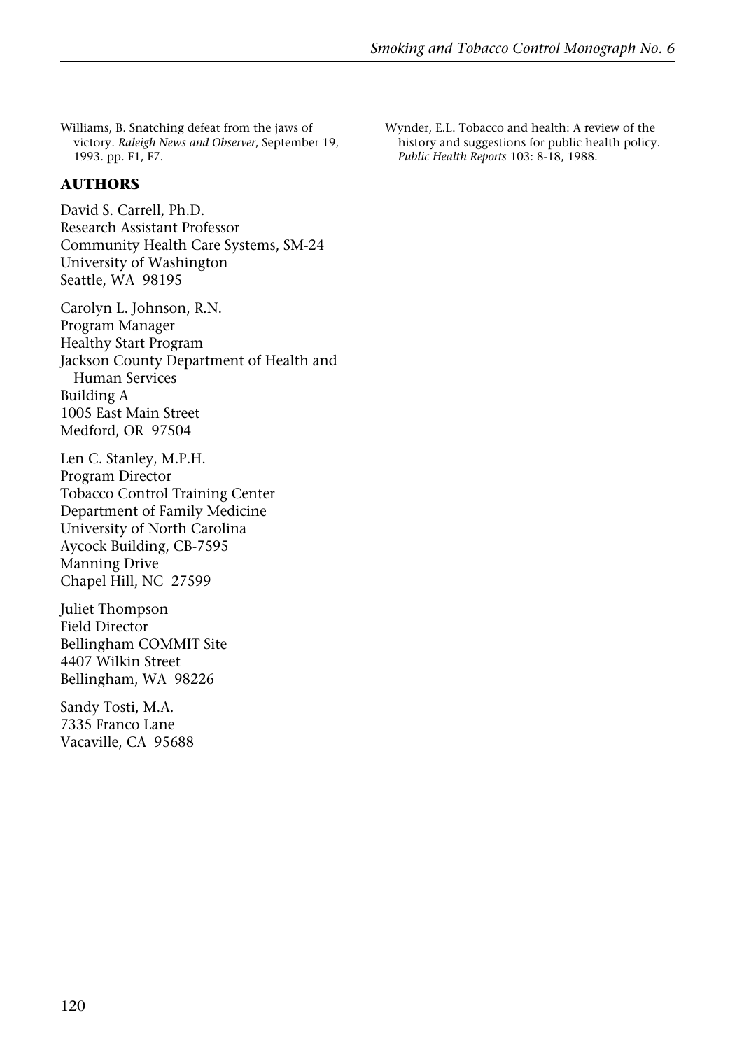Williams, B. Snatching defeat from the jaws of victory. *Raleigh News and Observer*, September 19, 1993. pp. F1, F7.

Wynder, E.L. Tobacco and health: A review of the history and suggestions for public health policy. *Public Health Reports* 103: 8-18, 1988.

## AUTHORS

David S. Carrell, Ph.D.
Research Assistant Professor
Community Health Care Systems, SM-24
University of Washington
Seattle, WA 98195

Carolyn L. Johnson, R.N.
Program Manager
Healthy Start Program
Jackson County Department of Health and Human Services
Building A
1005 East Main Street
Medford, OR 97504

Len C. Stanley, M.P.H.
Program Director
Tobacco Control Training Center
Department of Family Medicine
University of North Carolina
Aycock Building, CB-7595
Manning Drive
Chapel Hill, NC 27599

Juliet Thompson
Field Director
Bellingham COMMIT Site
4407 Wilkin Street
Bellingham, WA 98226

Sandy Tosti, M.A.
7335 Franco Lane
Vacaville, CA 95688